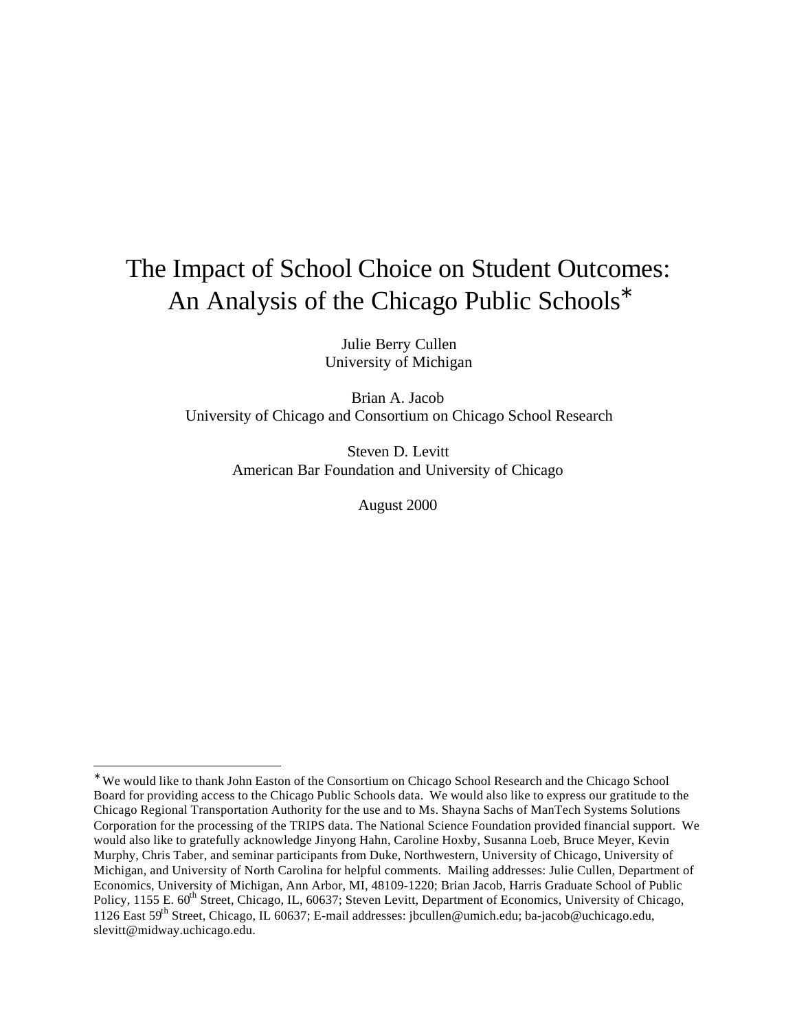# The Impact of School Choice on Student Outcomes: An Analysis of the Chicago Public Schools*

Julie Berry Cullen
University of Michigan

Brian A. Jacob
University of Chicago and Consortium on Chicago School Research

Steven D. Levitt
American Bar Foundation and University of Chicago

August 2000

---

* We would like to thank John Easton of the Consortium on Chicago School Research and the Chicago School Board for providing access to the Chicago Public Schools data. We would also like to express our gratitude to the Chicago Regional Transportation Authority for the use and to Ms. Shayna Sachs of ManTech Systems Solutions Corporation for the processing of the TRIPS data. The National Science Foundation provided financial support. We would also like to gratefully acknowledge Jinyong Hahn, Caroline Hoxby, Susanna Loeb, Bruce Meyer, Kevin Murphy, Chris Taber, and seminar participants from Duke, Northwestern, University of Chicago, University of Michigan, and University of North Carolina for helpful comments. Mailing addresses: Julie Cullen, Department of Economics, University of Michigan, Ann Arbor, MI, 48109-1220; Brian Jacob, Harris Graduate School of Public Policy, 1155 E. 60th Street, Chicago, IL, 60637; Steven Levitt, Department of Economics, University of Chicago, 1126 East 59th Street, Chicago, IL 60637; E-mail addresses: jbcullen@umich.edu; ba-jacob@uchicago.edu, slevitt@midway.uchicago.edu.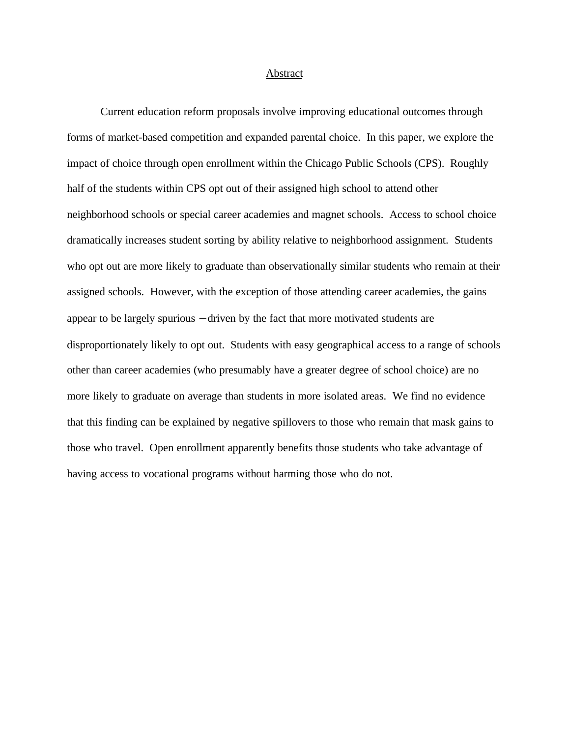## Abstract

Current education reform proposals involve improving educational outcomes through forms of market-based competition and expanded parental choice. In this paper, we explore the impact of choice through open enrollment within the Chicago Public Schools (CPS). Roughly half of the students within CPS opt out of their assigned high school to attend other neighborhood schools or special career academies and magnet schools. Access to school choice dramatically increases student sorting by ability relative to neighborhood assignment. Students who opt out are more likely to graduate than observationally similar students who remain at their assigned schools. However, with the exception of those attending career academies, the gains appear to be largely spurious – driven by the fact that more motivated students are disproportionately likely to opt out. Students with easy geographical access to a range of schools other than career academies (who presumably have a greater degree of school choice) are no more likely to graduate on average than students in more isolated areas. We find no evidence that this finding can be explained by negative spillovers to those who remain that mask gains to those who travel. Open enrollment apparently benefits those students who take advantage of having access to vocational programs without harming those who do not.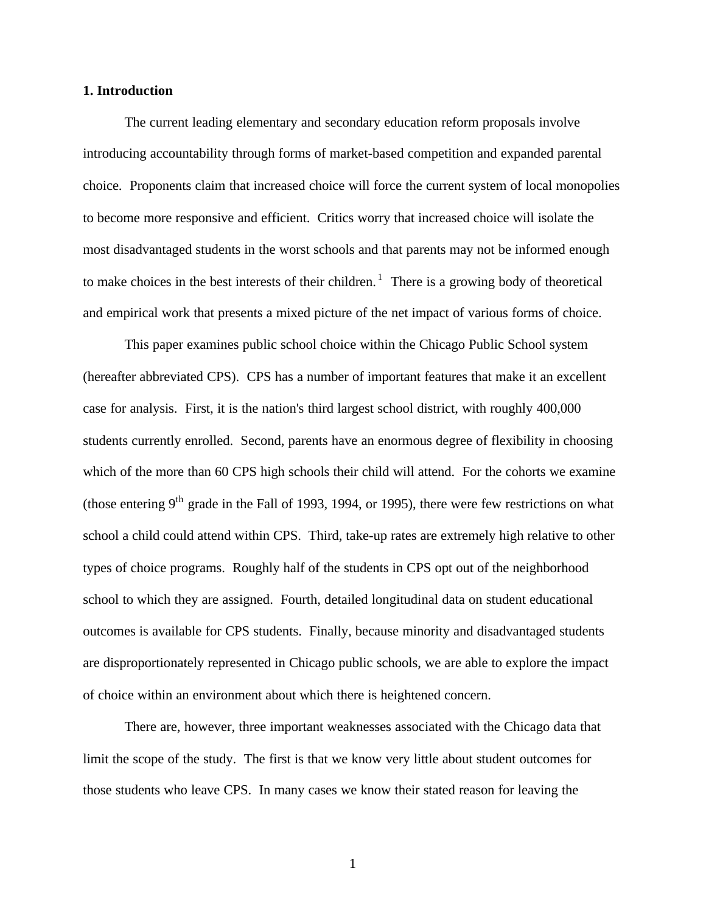## 1. Introduction

The current leading elementary and secondary education reform proposals involve introducing accountability through forms of market-based competition and expanded parental choice. Proponents claim that increased choice will force the current system of local monopolies to become more responsive and efficient. Critics worry that increased choice will isolate the most disadvantaged students in the worst schools and that parents may not be informed enough to make choices in the best interests of their children.[1] There is a growing body of theoretical and empirical work that presents a mixed picture of the net impact of various forms of choice.

This paper examines public school choice within the Chicago Public School system (hereafter abbreviated CPS). CPS has a number of important features that make it an excellent case for analysis. First, it is the nation's third largest school district, with roughly 400,000 students currently enrolled. Second, parents have an enormous degree of flexibility in choosing which of the more than 60 CPS high schools their child will attend. For the cohorts we examine (those entering 9$^{th}$ grade in the Fall of 1993, 1994, or 1995), there were few restrictions on what school a child could attend within CPS. Third, take-up rates are extremely high relative to other types of choice programs. Roughly half of the students in CPS opt out of the neighborhood school to which they are assigned. Fourth, detailed longitudinal data on student educational outcomes is available for CPS students. Finally, because minority and disadvantaged students are disproportionately represented in Chicago public schools, we are able to explore the impact of choice within an environment about which there is heightened concern.

There are, however, three important weaknesses associated with the Chicago data that limit the scope of the study. The first is that we know very little about student outcomes for those students who leave CPS. In many cases we know their stated reason for leaving the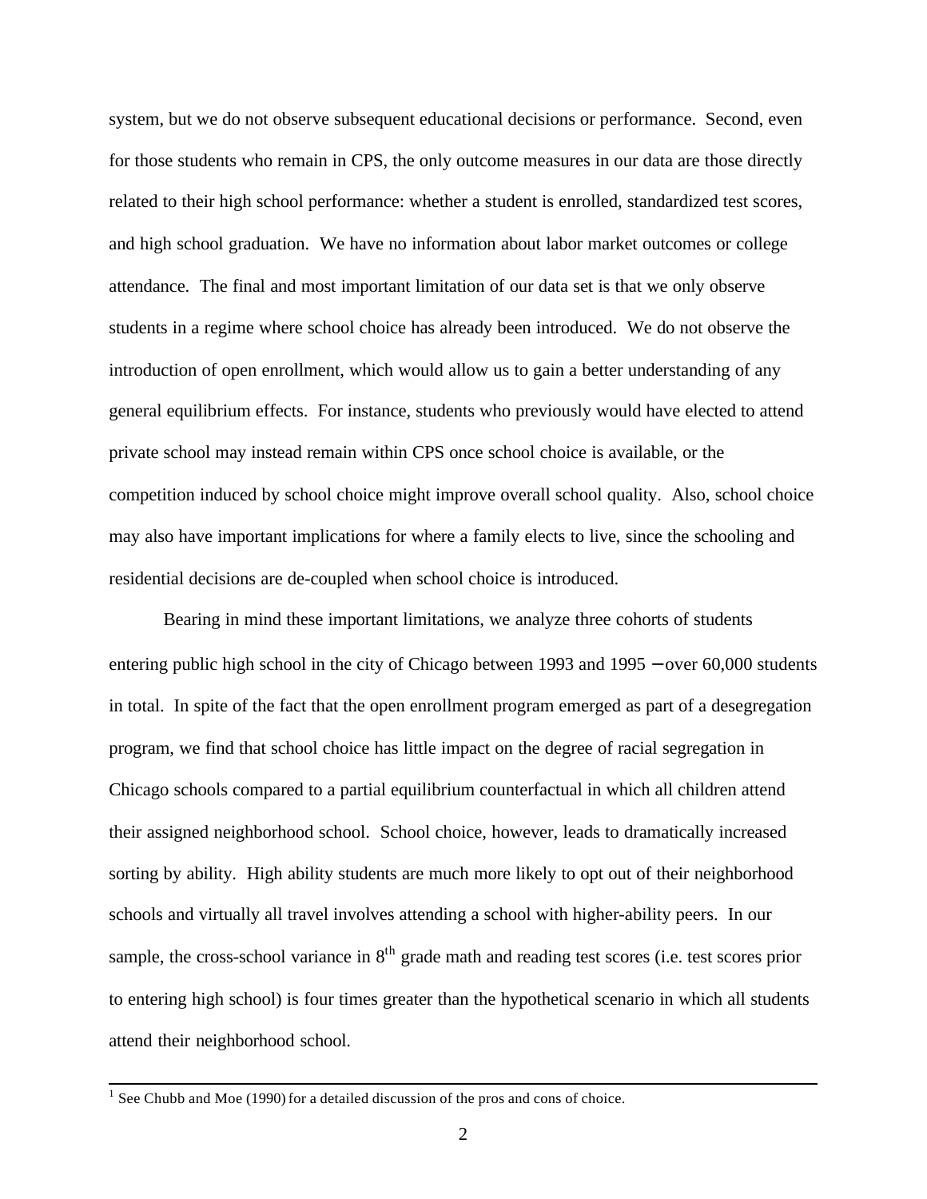system, but we do not observe subsequent educational decisions or performance. Second, even for those students who remain in CPS, the only outcome measures in our data are those directly related to their high school performance: whether a student is enrolled, standardized test scores, and high school graduation. We have no information about labor market outcomes or college attendance. The final and most important limitation of our data set is that we only observe students in a regime where school choice has already been introduced. We do not observe the introduction of open enrollment, which would allow us to gain a better understanding of any general equilibrium effects. For instance, students who previously would have elected to attend private school may instead remain within CPS once school choice is available, or the competition induced by school choice might improve overall school quality. Also, school choice may also have important implications for where a family elects to live, since the schooling and residential decisions are de-coupled when school choice is introduced.

Bearing in mind these important limitations, we analyze three cohorts of students entering public high school in the city of Chicago between 1993 and 1995 – over 60,000 students in total. In spite of the fact that the open enrollment program emerged as part of a desegregation program, we find that school choice has little impact on the degree of racial segregation in Chicago schools compared to a partial equilibrium counterfactual in which all children attend their assigned neighborhood school. School choice, however, leads to dramatically increased sorting by ability. High ability students are much more likely to opt out of their neighborhood schools and virtually all travel involves attending a school with higher-ability peers. In our sample, the cross-school variance in 8th grade math and reading test scores (i.e. test scores prior to entering high school) is four times greater than the hypothetical scenario in which all students attend their neighborhood school.

[1] See Chubb and Moe (1990) for a detailed discussion of the pros and cons of choice.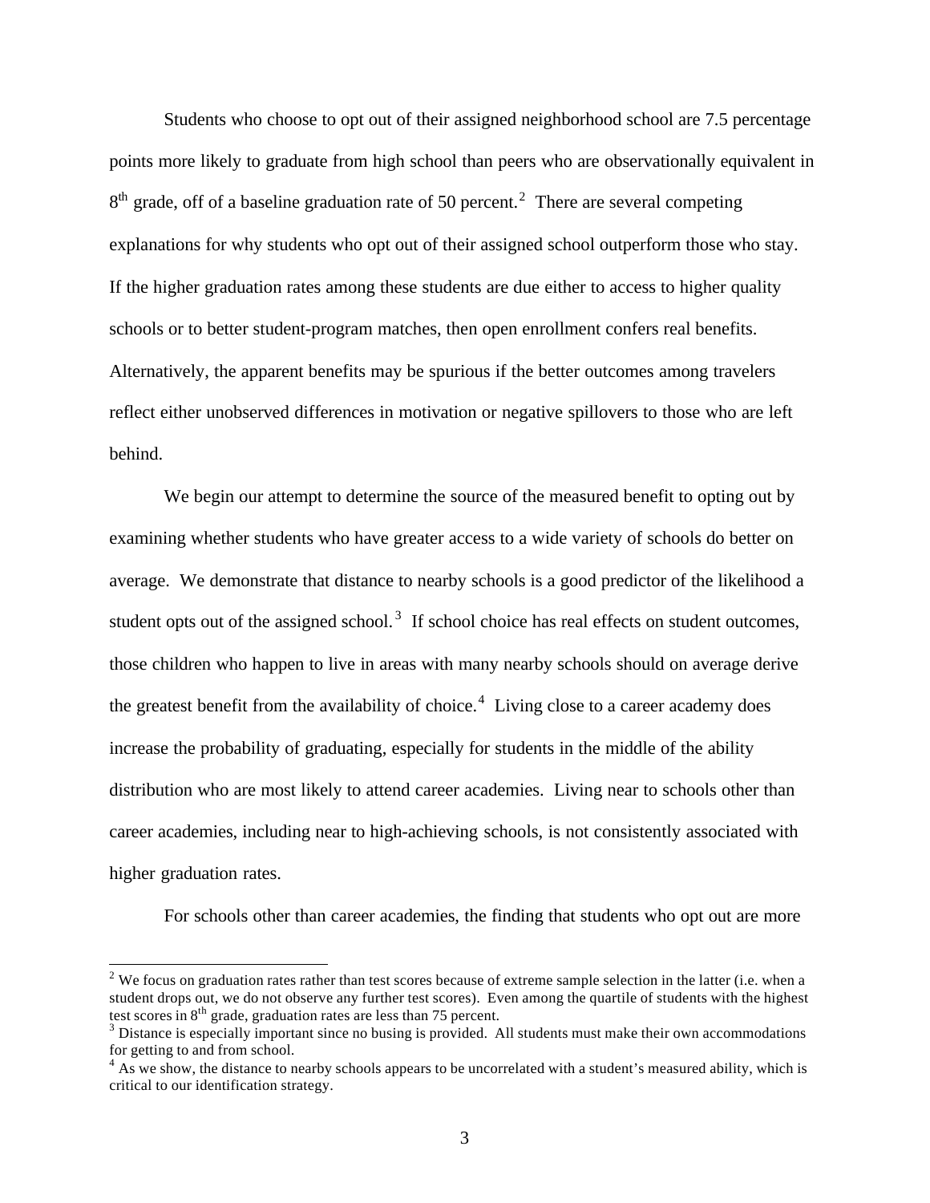Students who choose to opt out of their assigned neighborhood school are 7.5 percentage points more likely to graduate from high school than peers who are observationally equivalent in 8th grade, off of a baseline graduation rate of 50 percent.[2] There are several competing explanations for why students who opt out of their assigned school outperform those who stay. If the higher graduation rates among these students are due either to access to higher quality schools or to better student-program matches, then open enrollment confers real benefits. Alternatively, the apparent benefits may be spurious if the better outcomes among travelers reflect either unobserved differences in motivation or negative spillovers to those who are left behind.

We begin our attempt to determine the source of the measured benefit to opting out by examining whether students who have greater access to a wide variety of schools do better on average. We demonstrate that distance to nearby schools is a good predictor of the likelihood a student opts out of the assigned school.[3] If school choice has real effects on student outcomes, those children who happen to live in areas with many nearby schools should on average derive the greatest benefit from the availability of choice.[4] Living close to a career academy does increase the probability of graduating, especially for students in the middle of the ability distribution who are most likely to attend career academies. Living near to schools other than career academies, including near to high-achieving schools, is not consistently associated with higher graduation rates.

For schools other than career academies, the finding that students who opt out are more

---

[2] We focus on graduation rates rather than test scores because of extreme sample selection in the latter (i.e. when a student drops out, we do not observe any further test scores). Even among the quartile of students with the highest test scores in 8th grade, graduation rates are less than 75 percent.

[3] Distance is especially important since no busing is provided. All students must make their own accommodations for getting to and from school.

[4] As we show, the distance to nearby schools appears to be uncorrelated with a student's measured ability, which is critical to our identification strategy.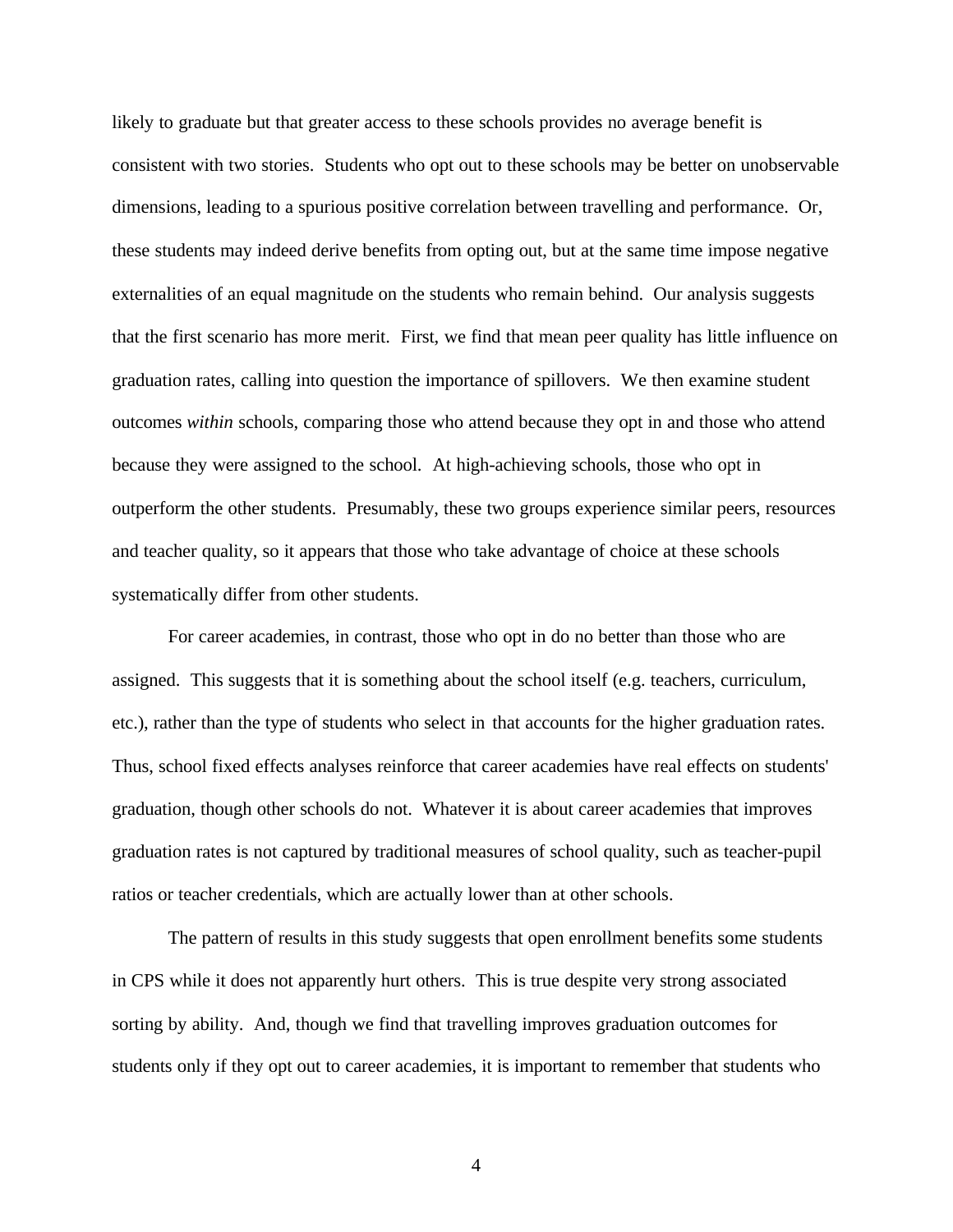likely to graduate but that greater access to these schools provides no average benefit is consistent with two stories. Students who opt out to these schools may be better on unobservable dimensions, leading to a spurious positive correlation between travelling and performance. Or, these students may indeed derive benefits from opting out, but at the same time impose negative externalities of an equal magnitude on the students who remain behind. Our analysis suggests that the first scenario has more merit. First, we find that mean peer quality has little influence on graduation rates, calling into question the importance of spillovers. We then examine student outcomes *within* schools, comparing those who attend because they opt in and those who attend because they were assigned to the school. At high-achieving schools, those who opt in outperform the other students. Presumably, these two groups experience similar peers, resources and teacher quality, so it appears that those who take advantage of choice at these schools systematically differ from other students.

For career academies, in contrast, those who opt in do no better than those who are assigned. This suggests that it is something about the school itself (e.g. teachers, curriculum, etc.), rather than the type of students who select in that accounts for the higher graduation rates. Thus, school fixed effects analyses reinforce that career academies have real effects on students' graduation, though other schools do not. Whatever it is about career academies that improves graduation rates is not captured by traditional measures of school quality, such as teacher-pupil ratios or teacher credentials, which are actually lower than at other schools.

The pattern of results in this study suggests that open enrollment benefits some students in CPS while it does not apparently hurt others. This is true despite very strong associated sorting by ability. And, though we find that travelling improves graduation outcomes for students only if they opt out to career academies, it is important to remember that students who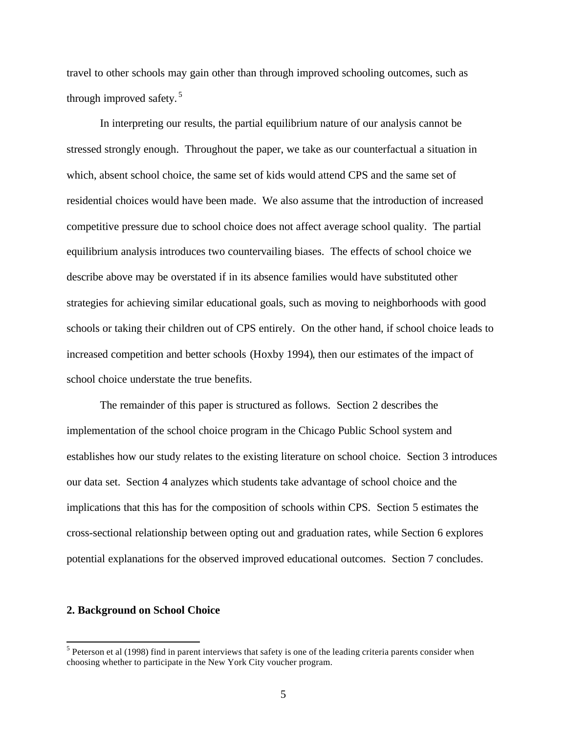travel to other schools may gain other than through improved schooling outcomes, such as through improved safety.[5]

In interpreting our results, the partial equilibrium nature of our analysis cannot be stressed strongly enough. Throughout the paper, we take as our counterfactual a situation in which, absent school choice, the same set of kids would attend CPS and the same set of residential choices would have been made. We also assume that the introduction of increased competitive pressure due to school choice does not affect average school quality. The partial equilibrium analysis introduces two countervailing biases. The effects of school choice we describe above may be overstated if in its absence families would have substituted other strategies for achieving similar educational goals, such as moving to neighborhoods with good schools or taking their children out of CPS entirely. On the other hand, if school choice leads to increased competition and better schools (Hoxby 1994), then our estimates of the impact of school choice understate the true benefits.

The remainder of this paper is structured as follows. Section 2 describes the implementation of the school choice program in the Chicago Public School system and establishes how our study relates to the existing literature on school choice. Section 3 introduces our data set. Section 4 analyzes which students take advantage of school choice and the implications that this has for the composition of schools within CPS. Section 5 estimates the cross-sectional relationship between opting out and graduation rates, while Section 6 explores potential explanations for the observed improved educational outcomes. Section 7 concludes.

## 2. Background on School Choice

[5] Peterson et al (1998) find in parent interviews that safety is one of the leading criteria parents consider when choosing whether to participate in the New York City voucher program.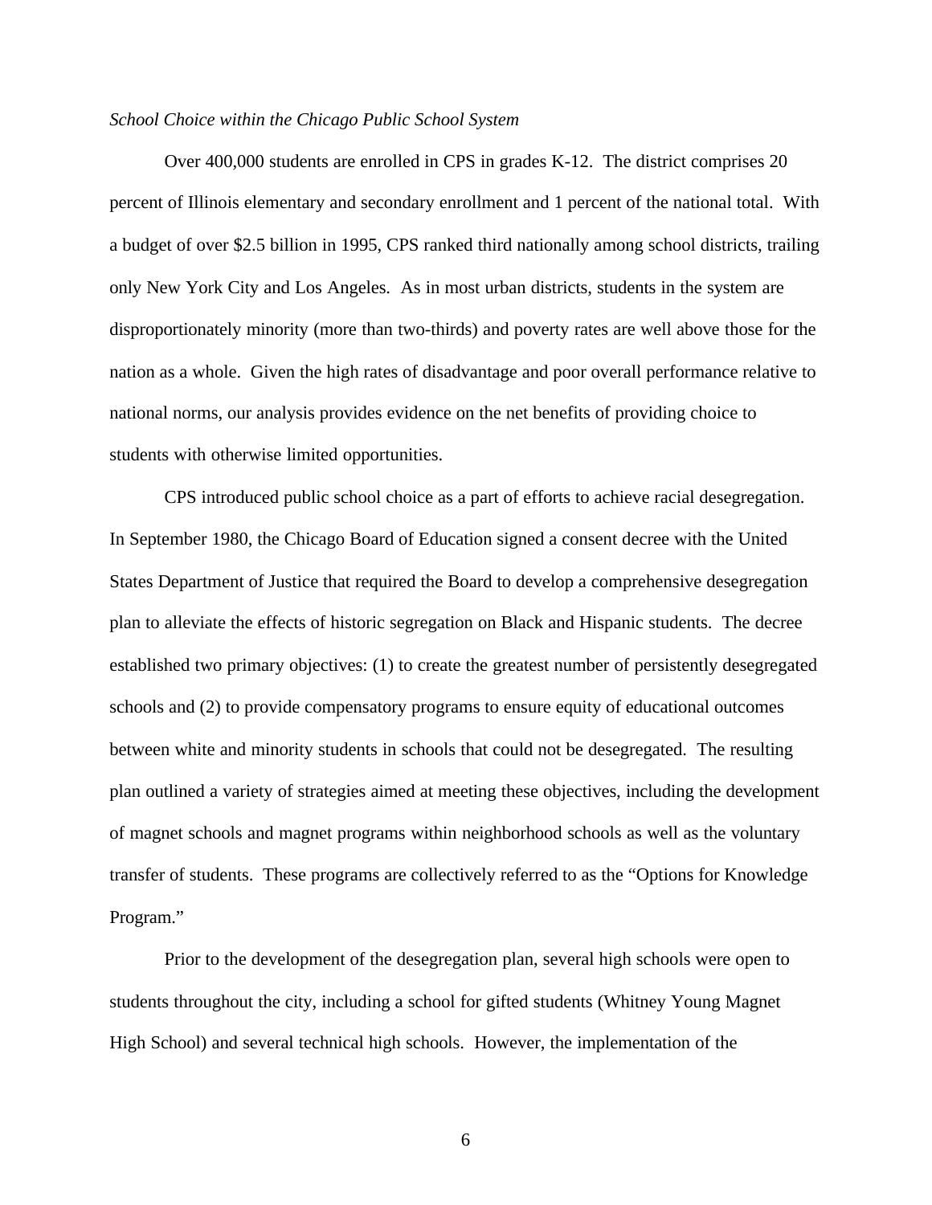*School Choice within the Chicago Public School System*

Over 400,000 students are enrolled in CPS in grades K-12. The district comprises 20 percent of Illinois elementary and secondary enrollment and 1 percent of the national total. With a budget of over $2.5 billion in 1995, CPS ranked third nationally among school districts, trailing only New York City and Los Angeles. As in most urban districts, students in the system are disproportionately minority (more than two-thirds) and poverty rates are well above those for the nation as a whole. Given the high rates of disadvantage and poor overall performance relative to national norms, our analysis provides evidence on the net benefits of providing choice to students with otherwise limited opportunities.

CPS introduced public school choice as a part of efforts to achieve racial desegregation. In September 1980, the Chicago Board of Education signed a consent decree with the United States Department of Justice that required the Board to develop a comprehensive desegregation plan to alleviate the effects of historic segregation on Black and Hispanic students. The decree established two primary objectives: (1) to create the greatest number of persistently desegregated schools and (2) to provide compensatory programs to ensure equity of educational outcomes between white and minority students in schools that could not be desegregated. The resulting plan outlined a variety of strategies aimed at meeting these objectives, including the development of magnet schools and magnet programs within neighborhood schools as well as the voluntary transfer of students. These programs are collectively referred to as the "Options for Knowledge Program."

Prior to the development of the desegregation plan, several high schools were open to students throughout the city, including a school for gifted students (Whitney Young Magnet High School) and several technical high schools. However, the implementation of the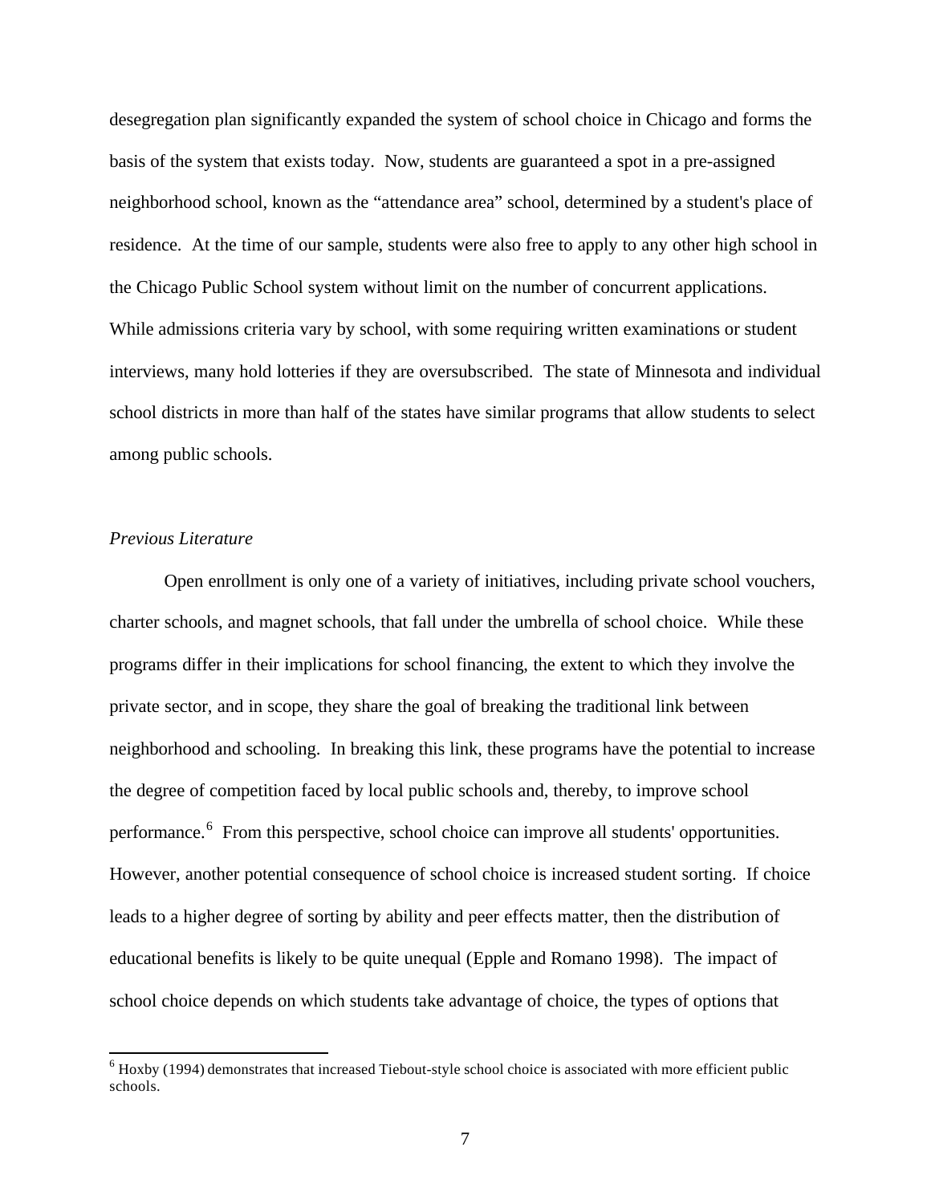desegregation plan significantly expanded the system of school choice in Chicago and forms the basis of the system that exists today. Now, students are guaranteed a spot in a pre-assigned neighborhood school, known as the "attendance area" school, determined by a student's place of residence. At the time of our sample, students were also free to apply to any other high school in the Chicago Public School system without limit on the number of concurrent applications. While admissions criteria vary by school, with some requiring written examinations or student interviews, many hold lotteries if they are oversubscribed. The state of Minnesota and individual school districts in more than half of the states have similar programs that allow students to select among public schools.

*Previous Literature*

Open enrollment is only one of a variety of initiatives, including private school vouchers, charter schools, and magnet schools, that fall under the umbrella of school choice. While these programs differ in their implications for school financing, the extent to which they involve the private sector, and in scope, they share the goal of breaking the traditional link between neighborhood and schooling. In breaking this link, these programs have the potential to increase the degree of competition faced by local public schools and, thereby, to improve school performance.[6] From this perspective, school choice can improve all students' opportunities. However, another potential consequence of school choice is increased student sorting. If choice leads to a higher degree of sorting by ability and peer effects matter, then the distribution of educational benefits is likely to be quite unequal (Epple and Romano 1998). The impact of school choice depends on which students take advantage of choice, the types of options that

[6] Hoxby (1994) demonstrates that increased Tiebout-style school choice is associated with more efficient public schools.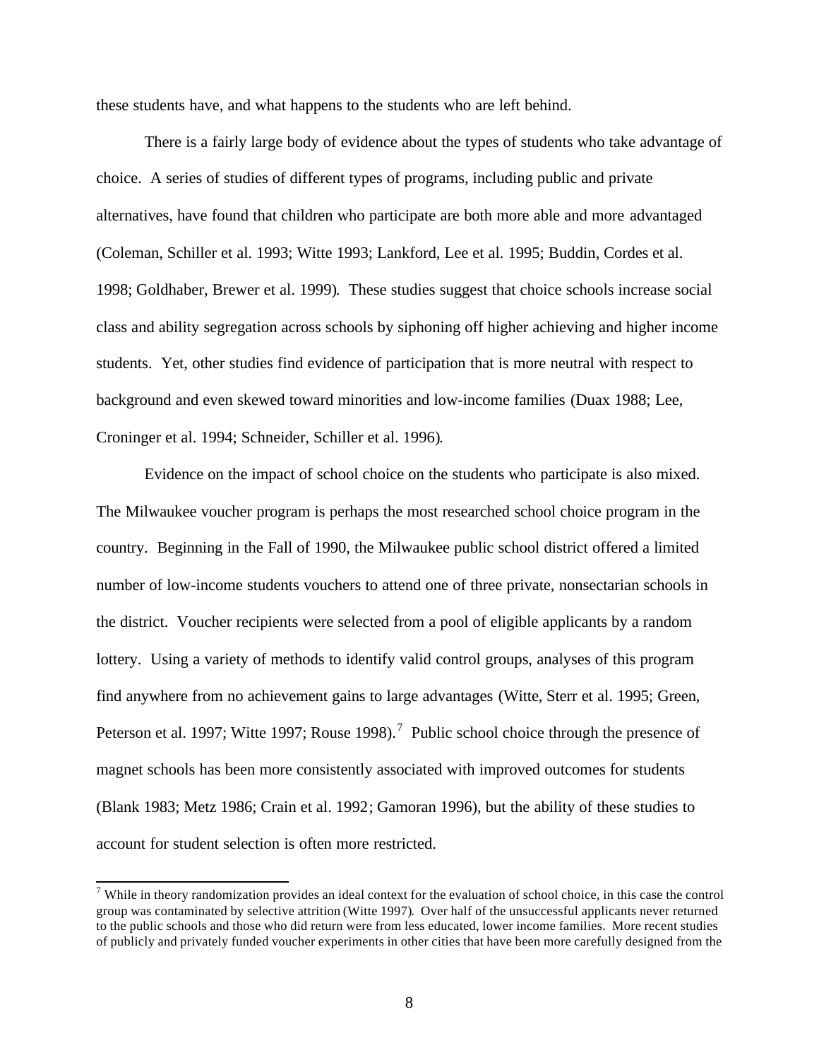these students have, and what happens to the students who are left behind.

There is a fairly large body of evidence about the types of students who take advantage of choice. A series of studies of different types of programs, including public and private alternatives, have found that children who participate are both more able and more advantaged (Coleman, Schiller et al. 1993; Witte 1993; Lankford, Lee et al. 1995; Buddin, Cordes et al. 1998; Goldhaber, Brewer et al. 1999). These studies suggest that choice schools increase social class and ability segregation across schools by siphoning off higher achieving and higher income students. Yet, other studies find evidence of participation that is more neutral with respect to background and even skewed toward minorities and low-income families (Duax 1988; Lee, Croninger et al. 1994; Schneider, Schiller et al. 1996).

Evidence on the impact of school choice on the students who participate is also mixed. The Milwaukee voucher program is perhaps the most researched school choice program in the country. Beginning in the Fall of 1990, the Milwaukee public school district offered a limited number of low-income students vouchers to attend one of three private, nonsectarian schools in the district. Voucher recipients were selected from a pool of eligible applicants by a random lottery. Using a variety of methods to identify valid control groups, analyses of this program find anywhere from no achievement gains to large advantages (Witte, Sterr et al. 1995; Green, Peterson et al. 1997; Witte 1997; Rouse 1998).[7] Public school choice through the presence of magnet schools has been more consistently associated with improved outcomes for students (Blank 1983; Metz 1986; Crain et al. 1992; Gamoran 1996), but the ability of these studies to account for student selection is often more restricted.

[7] While in theory randomization provides an ideal context for the evaluation of school choice, in this case the control group was contaminated by selective attrition (Witte 1997). Over half of the unsuccessful applicants never returned to the public schools and those who did return were from less educated, lower income families. More recent studies of publicly and privately funded voucher experiments in other cities that have been more carefully designed from the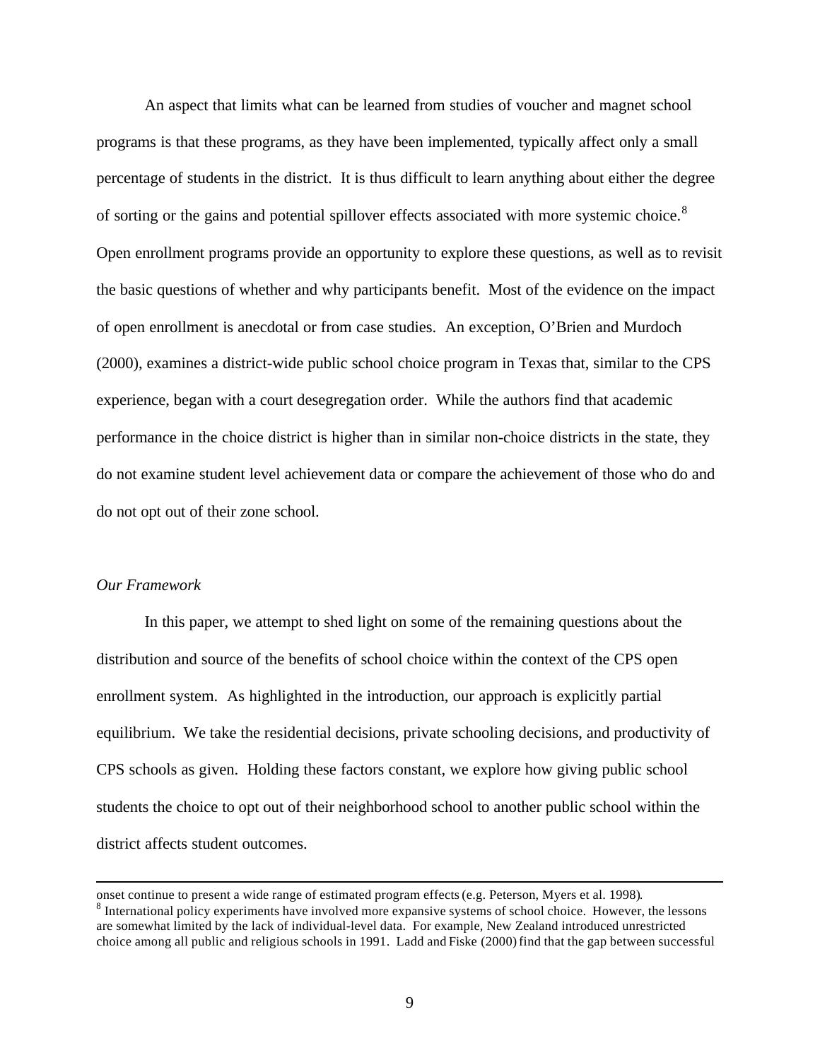An aspect that limits what can be learned from studies of voucher and magnet school programs is that these programs, as they have been implemented, typically affect only a small percentage of students in the district. It is thus difficult to learn anything about either the degree of sorting or the gains and potential spillover effects associated with more systemic choice.[8] Open enrollment programs provide an opportunity to explore these questions, as well as to revisit the basic questions of whether and why participants benefit. Most of the evidence on the impact of open enrollment is anecdotal or from case studies. An exception, O'Brien and Murdoch (2000), examines a district-wide public school choice program in Texas that, similar to the CPS experience, began with a court desegregation order. While the authors find that academic performance in the choice district is higher than in similar non-choice districts in the state, they do not examine student level achievement data or compare the achievement of those who do and do not opt out of their zone school.

*Our Framework*

In this paper, we attempt to shed light on some of the remaining questions about the distribution and source of the benefits of school choice within the context of the CPS open enrollment system. As highlighted in the introduction, our approach is explicitly partial equilibrium. We take the residential decisions, private schooling decisions, and productivity of CPS schools as given. Holding these factors constant, we explore how giving public school students the choice to opt out of their neighborhood school to another public school within the district affects student outcomes.

---

onset continue to present a wide range of estimated program effects (e.g. Peterson, Myers et al. 1998).

[8] International policy experiments have involved more expansive systems of school choice. However, the lessons are somewhat limited by the lack of individual-level data. For example, New Zealand introduced unrestricted choice among all public and religious schools in 1991. Ladd and Fiske (2000) find that the gap between successful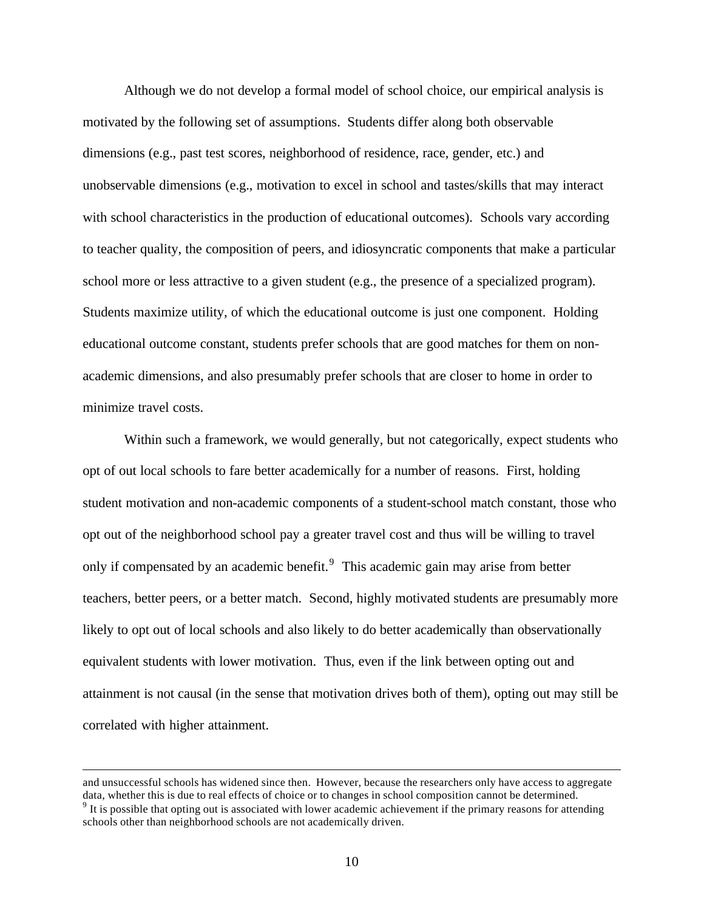Although we do not develop a formal model of school choice, our empirical analysis is motivated by the following set of assumptions. Students differ along both observable dimensions (e.g., past test scores, neighborhood of residence, race, gender, etc.) and unobservable dimensions (e.g., motivation to excel in school and tastes/skills that may interact with school characteristics in the production of educational outcomes). Schools vary according to teacher quality, the composition of peers, and idiosyncratic components that make a particular school more or less attractive to a given student (e.g., the presence of a specialized program). Students maximize utility, of which the educational outcome is just one component. Holding educational outcome constant, students prefer schools that are good matches for them on non-academic dimensions, and also presumably prefer schools that are closer to home in order to minimize travel costs.

Within such a framework, we would generally, but not categorically, expect students who opt of out local schools to fare better academically for a number of reasons. First, holding student motivation and non-academic components of a student-school match constant, those who opt out of the neighborhood school pay a greater travel cost and thus will be willing to travel only if compensated by an academic benefit.[9] This academic gain may arise from better teachers, better peers, or a better match. Second, highly motivated students are presumably more likely to opt out of local schools and also likely to do better academically than observationally equivalent students with lower motivation. Thus, even if the link between opting out and attainment is not causal (in the sense that motivation drives both of them), opting out may still be correlated with higher attainment.

---

and unsuccessful schools has widened since then. However, because the researchers only have access to aggregate data, whether this is due to real effects of choice or to changes in school composition cannot be determined.

[9] It is possible that opting out is associated with lower academic achievement if the primary reasons for attending schools other than neighborhood schools are not academically driven.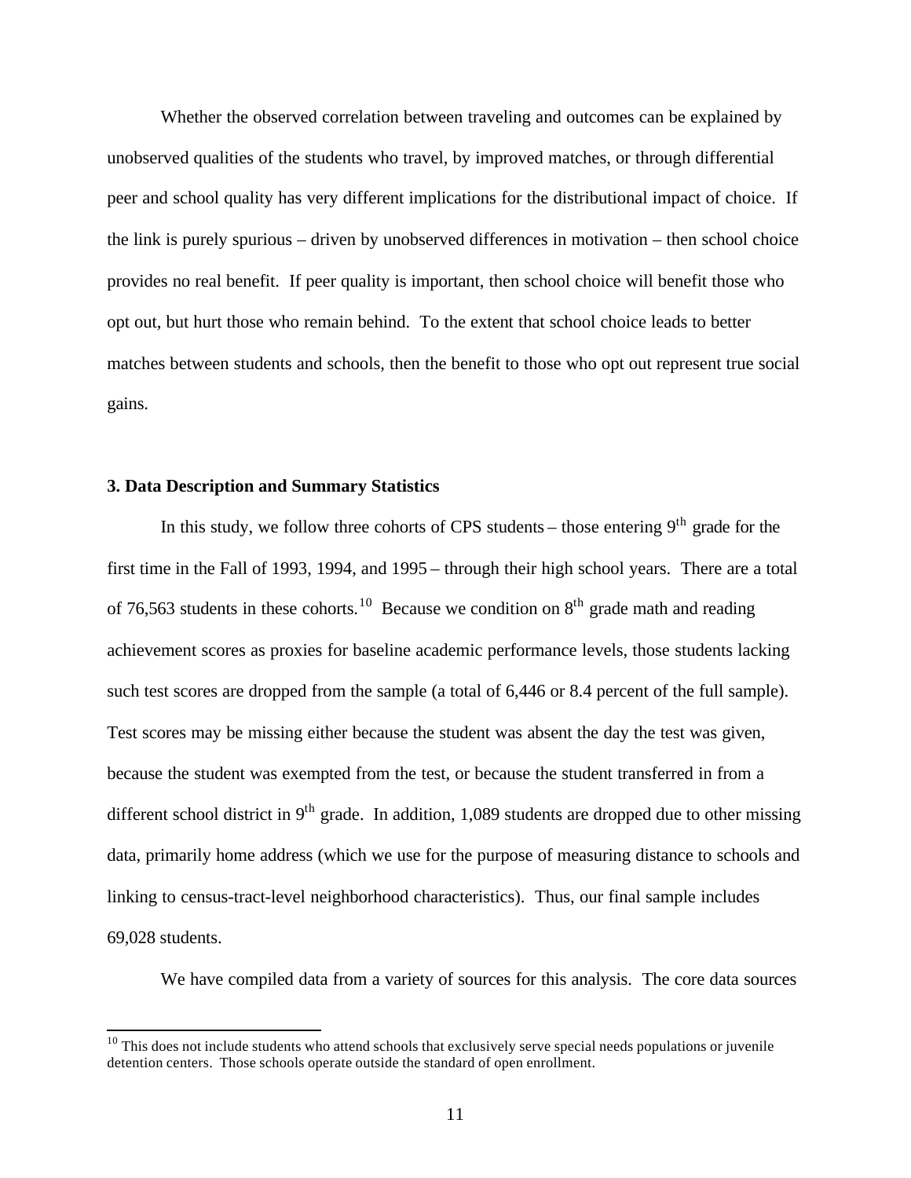Whether the observed correlation between traveling and outcomes can be explained by unobserved qualities of the students who travel, by improved matches, or through differential peer and school quality has very different implications for the distributional impact of choice. If the link is purely spurious – driven by unobserved differences in motivation – then school choice provides no real benefit. If peer quality is important, then school choice will benefit those who opt out, but hurt those who remain behind. To the extent that school choice leads to better matches between students and schools, then the benefit to those who opt out represent true social gains.

### 3. Data Description and Summary Statistics

In this study, we follow three cohorts of CPS students – those entering 9th grade for the first time in the Fall of 1993, 1994, and 1995 – through their high school years. There are a total of 76,563 students in these cohorts.[10] Because we condition on 8th grade math and reading achievement scores as proxies for baseline academic performance levels, those students lacking such test scores are dropped from the sample (a total of 6,446 or 8.4 percent of the full sample). Test scores may be missing either because the student was absent the day the test was given, because the student was exempted from the test, or because the student transferred in from a different school district in 9th grade. In addition, 1,089 students are dropped due to other missing data, primarily home address (which we use for the purpose of measuring distance to schools and linking to census-tract-level neighborhood characteristics). Thus, our final sample includes 69,028 students.

We have compiled data from a variety of sources for this analysis. The core data sources

[10] This does not include students who attend schools that exclusively serve special needs populations or juvenile detention centers. Those schools operate outside the standard of open enrollment.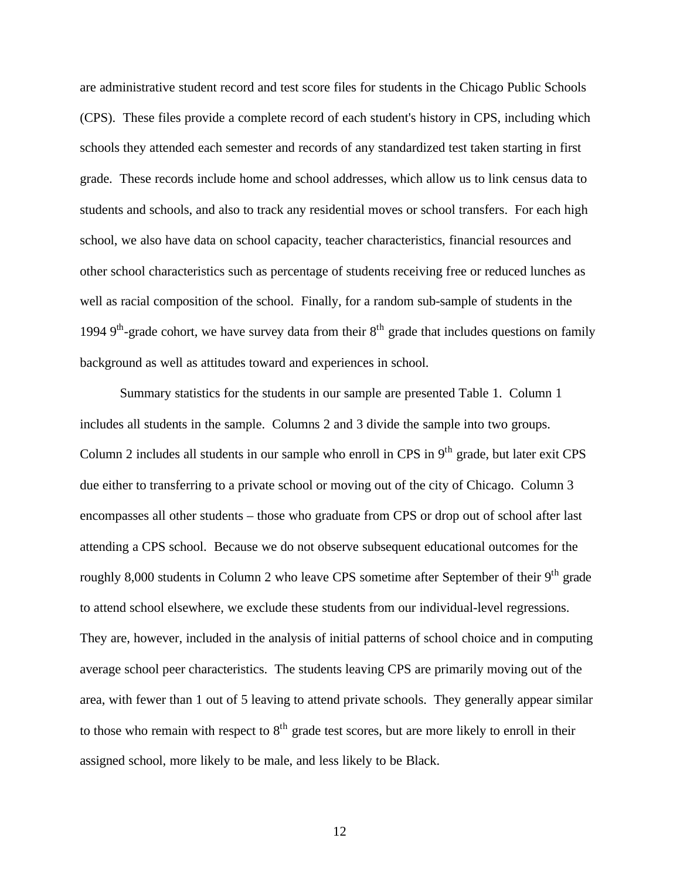are administrative student record and test score files for students in the Chicago Public Schools (CPS). These files provide a complete record of each student's history in CPS, including which schools they attended each semester and records of any standardized test taken starting in first grade. These records include home and school addresses, which allow us to link census data to students and schools, and also to track any residential moves or school transfers. For each high school, we also have data on school capacity, teacher characteristics, financial resources and other school characteristics such as percentage of students receiving free or reduced lunches as well as racial composition of the school. Finally, for a random sub-sample of students in the 1994 9th-grade cohort, we have survey data from their 8th grade that includes questions on family background as well as attitudes toward and experiences in school.

Summary statistics for the students in our sample are presented Table 1. Column 1 includes all students in the sample. Columns 2 and 3 divide the sample into two groups. Column 2 includes all students in our sample who enroll in CPS in 9th grade, but later exit CPS due either to transferring to a private school or moving out of the city of Chicago. Column 3 encompasses all other students – those who graduate from CPS or drop out of school after last attending a CPS school. Because we do not observe subsequent educational outcomes for the roughly 8,000 students in Column 2 who leave CPS sometime after September of their 9th grade to attend school elsewhere, we exclude these students from our individual-level regressions. They are, however, included in the analysis of initial patterns of school choice and in computing average school peer characteristics. The students leaving CPS are primarily moving out of the area, with fewer than 1 out of 5 leaving to attend private schools. They generally appear similar to those who remain with respect to 8th grade test scores, but are more likely to enroll in their assigned school, more likely to be male, and less likely to be Black.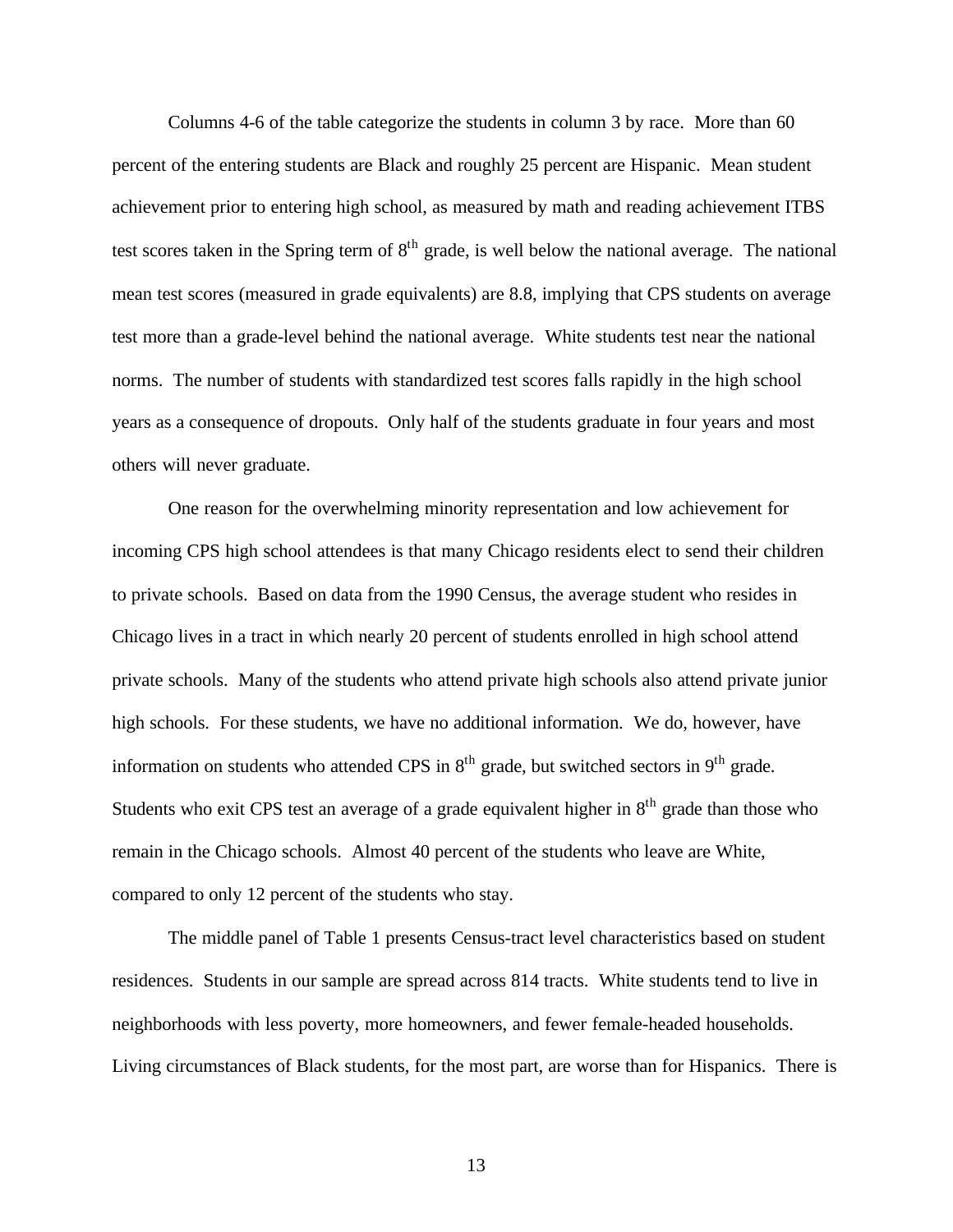Columns 4-6 of the table categorize the students in column 3 by race. More than 60 percent of the entering students are Black and roughly 25 percent are Hispanic. Mean student achievement prior to entering high school, as measured by math and reading achievement ITBS test scores taken in the Spring term of 8th grade, is well below the national average. The national mean test scores (measured in grade equivalents) are 8.8, implying that CPS students on average test more than a grade-level behind the national average. White students test near the national norms. The number of students with standardized test scores falls rapidly in the high school years as a consequence of dropouts. Only half of the students graduate in four years and most others will never graduate.

One reason for the overwhelming minority representation and low achievement for incoming CPS high school attendees is that many Chicago residents elect to send their children to private schools. Based on data from the 1990 Census, the average student who resides in Chicago lives in a tract in which nearly 20 percent of students enrolled in high school attend private schools. Many of the students who attend private high schools also attend private junior high schools. For these students, we have no additional information. We do, however, have information on students who attended CPS in 8th grade, but switched sectors in 9th grade. Students who exit CPS test an average of a grade equivalent higher in 8th grade than those who remain in the Chicago schools. Almost 40 percent of the students who leave are White, compared to only 12 percent of the students who stay.

The middle panel of Table 1 presents Census-tract level characteristics based on student residences. Students in our sample are spread across 814 tracts. White students tend to live in neighborhoods with less poverty, more homeowners, and fewer female-headed households. Living circumstances of Black students, for the most part, are worse than for Hispanics. There is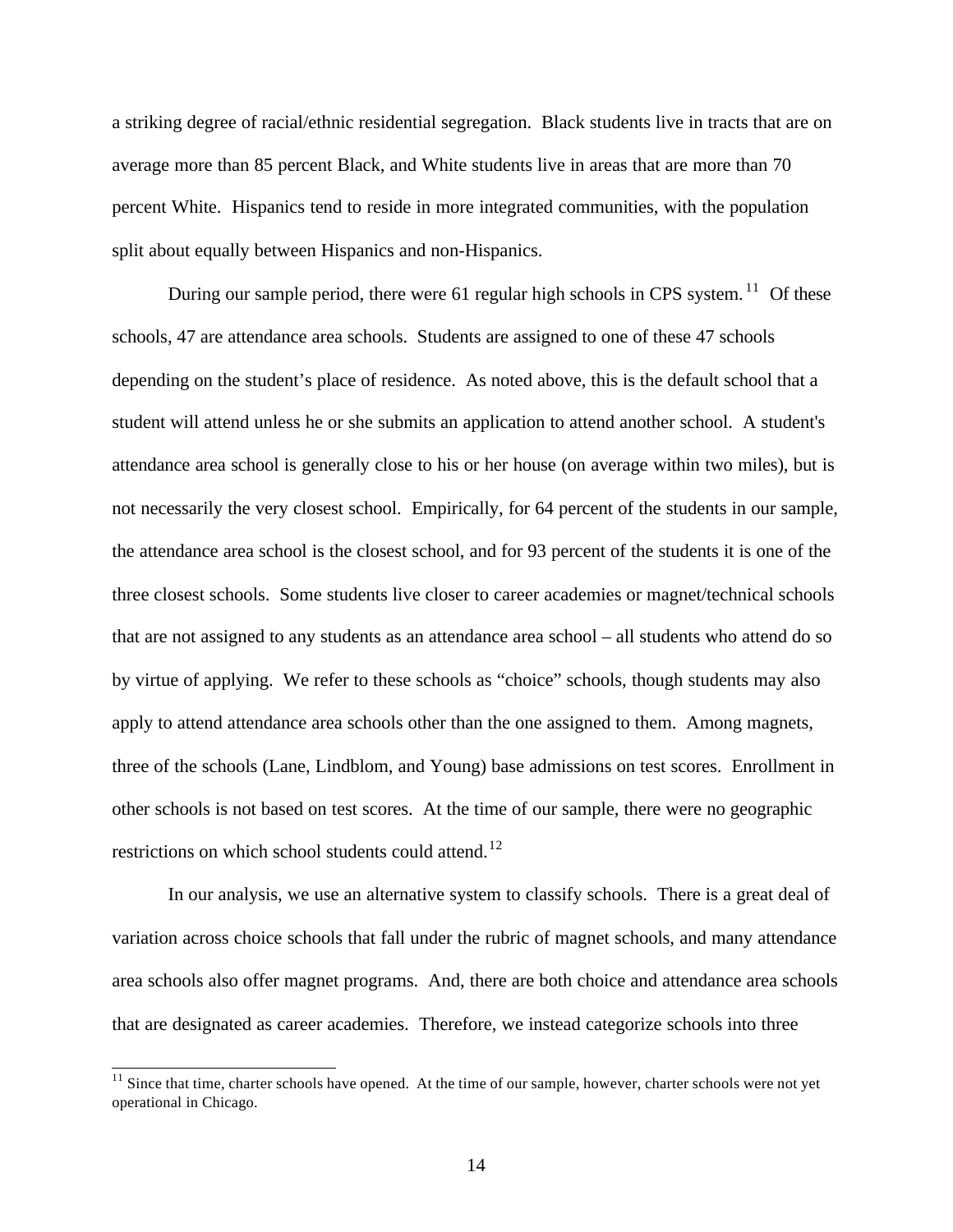a striking degree of racial/ethnic residential segregation. Black students live in tracts that are on average more than 85 percent Black, and White students live in areas that are more than 70 percent White. Hispanics tend to reside in more integrated communities, with the population split about equally between Hispanics and non-Hispanics.

During our sample period, there were 61 regular high schools in CPS system.[11] Of these schools, 47 are attendance area schools. Students are assigned to one of these 47 schools depending on the student's place of residence. As noted above, this is the default school that a student will attend unless he or she submits an application to attend another school. A student's attendance area school is generally close to his or her house (on average within two miles), but is not necessarily the very closest school. Empirically, for 64 percent of the students in our sample, the attendance area school is the closest school, and for 93 percent of the students it is one of the three closest schools. Some students live closer to career academies or magnet/technical schools that are not assigned to any students as an attendance area school – all students who attend do so by virtue of applying. We refer to these schools as "choice" schools, though students may also apply to attend attendance area schools other than the one assigned to them. Among magnets, three of the schools (Lane, Lindblom, and Young) base admissions on test scores. Enrollment in other schools is not based on test scores. At the time of our sample, there were no geographic restrictions on which school students could attend.[12]

In our analysis, we use an alternative system to classify schools. There is a great deal of variation across choice schools that fall under the rubric of magnet schools, and many attendance area schools also offer magnet programs. And, there are both choice and attendance area schools that are designated as career academies. Therefore, we instead categorize schools into three

[11] Since that time, charter schools have opened. At the time of our sample, however, charter schools were not yet operational in Chicago.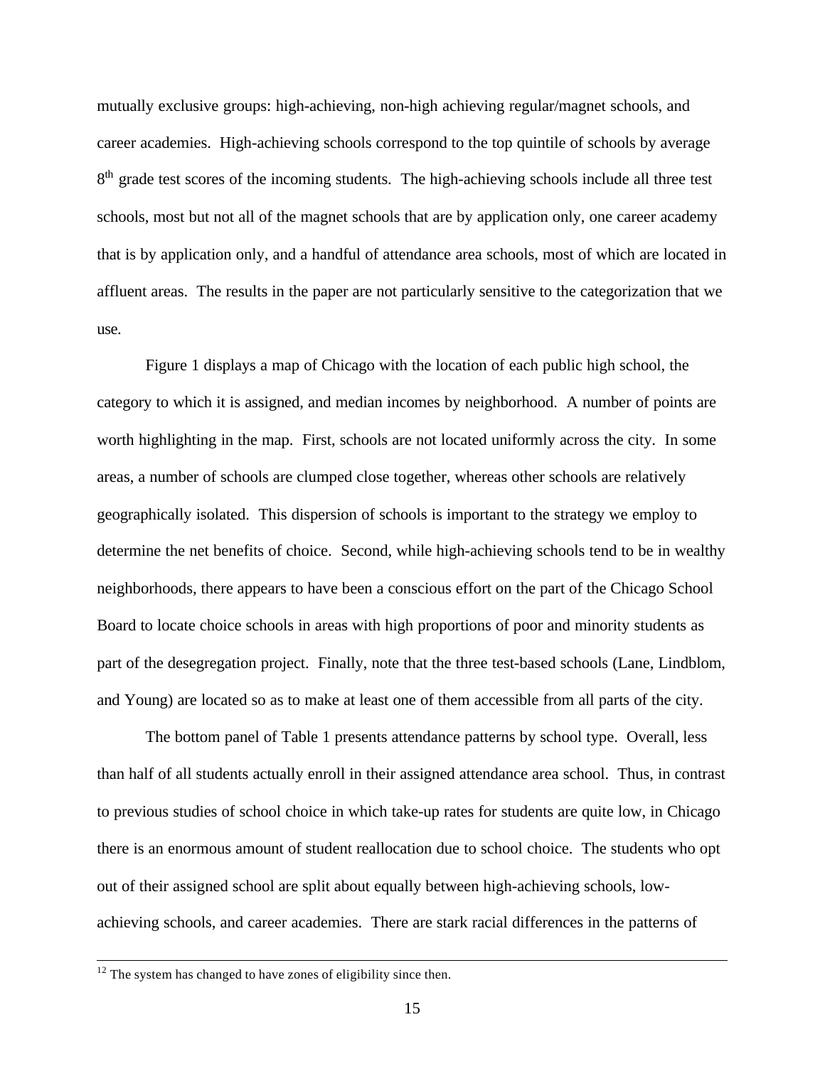mutually exclusive groups: high-achieving, non-high achieving regular/magnet schools, and career academies. High-achieving schools correspond to the top quintile of schools by average 8$^{th}$ grade test scores of the incoming students. The high-achieving schools include all three test schools, most but not all of the magnet schools that are by application only, one career academy that is by application only, and a handful of attendance area schools, most of which are located in affluent areas. The results in the paper are not particularly sensitive to the categorization that we use.

Figure 1 displays a map of Chicago with the location of each public high school, the category to which it is assigned, and median incomes by neighborhood. A number of points are worth highlighting in the map. First, schools are not located uniformly across the city. In some areas, a number of schools are clumped close together, whereas other schools are relatively geographically isolated. This dispersion of schools is important to the strategy we employ to determine the net benefits of choice. Second, while high-achieving schools tend to be in wealthy neighborhoods, there appears to have been a conscious effort on the part of the Chicago School Board to locate choice schools in areas with high proportions of poor and minority students as part of the desegregation project. Finally, note that the three test-based schools (Lane, Lindblom, and Young) are located so as to make at least one of them accessible from all parts of the city.

The bottom panel of Table 1 presents attendance patterns by school type. Overall, less than half of all students actually enroll in their assigned attendance area school. Thus, in contrast to previous studies of school choice in which take-up rates for students are quite low, in Chicago there is an enormous amount of student reallocation due to school choice. The students who opt out of their assigned school are split about equally between high-achieving schools, low-achieving schools, and career academies. There are stark racial differences in the patterns of

[12] The system has changed to have zones of eligibility since then.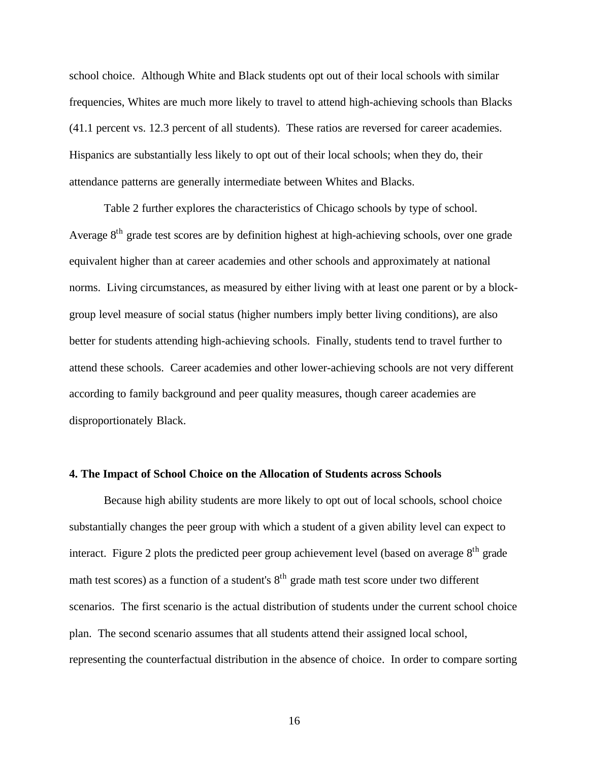school choice. Although White and Black students opt out of their local schools with similar frequencies, Whites are much more likely to travel to attend high-achieving schools than Blacks (41.1 percent vs. 12.3 percent of all students). These ratios are reversed for career academies. Hispanics are substantially less likely to opt out of their local schools; when they do, their attendance patterns are generally intermediate between Whites and Blacks.

Table 2 further explores the characteristics of Chicago schools by type of school. Average 8$^{th}$ grade test scores are by definition highest at high-achieving schools, over one grade equivalent higher than at career academies and other schools and approximately at national norms. Living circumstances, as measured by either living with at least one parent or by a block-group level measure of social status (higher numbers imply better living conditions), are also better for students attending high-achieving schools. Finally, students tend to travel further to attend these schools. Career academies and other lower-achieving schools are not very different according to family background and peer quality measures, though career academies are disproportionately Black.

**4. The Impact of School Choice on the Allocation of Students across Schools**

Because high ability students are more likely to opt out of local schools, school choice substantially changes the peer group with which a student of a given ability level can expect to interact. Figure 2 plots the predicted peer group achievement level (based on average 8$^{th}$ grade math test scores) as a function of a student's 8$^{th}$ grade math test score under two different scenarios. The first scenario is the actual distribution of students under the current school choice plan. The second scenario assumes that all students attend their assigned local school, representing the counterfactual distribution in the absence of choice. In order to compare sorting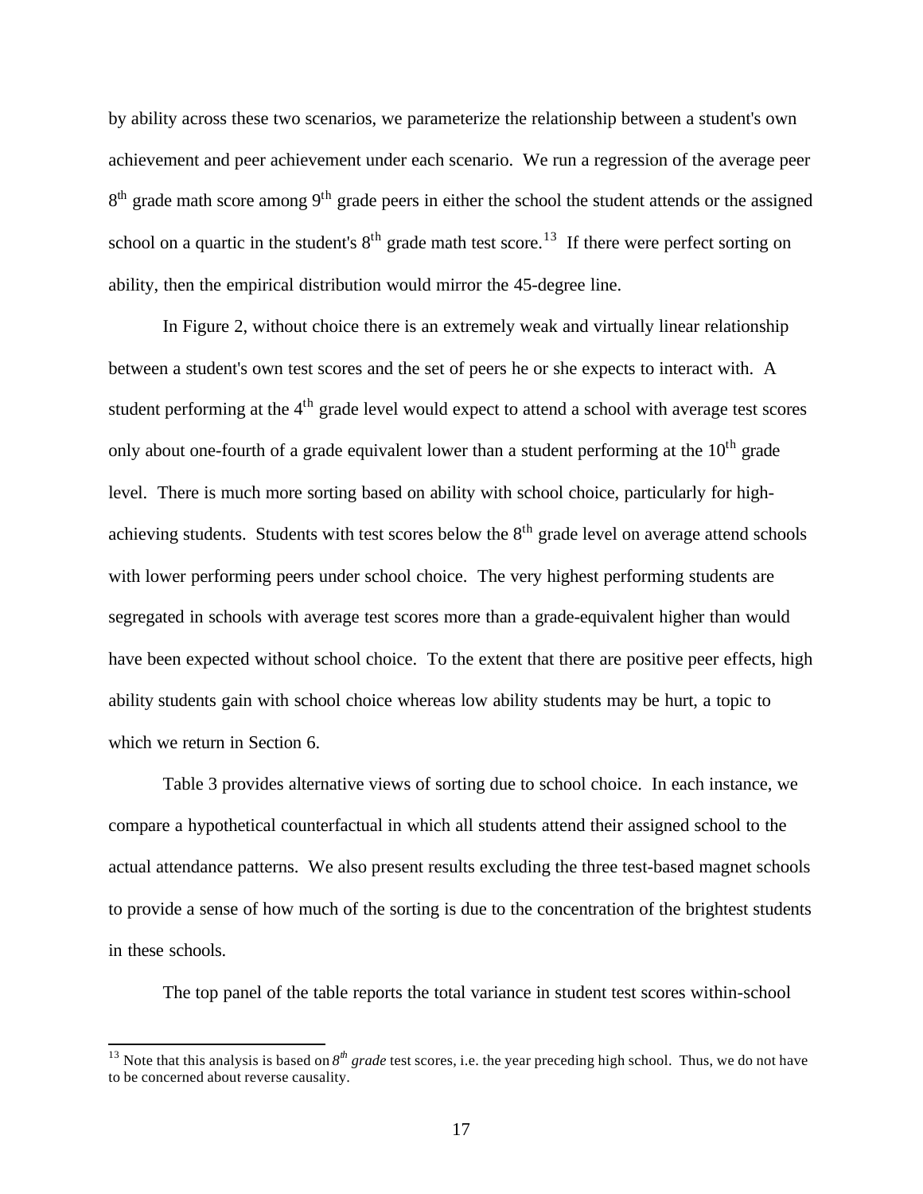by ability across these two scenarios, we parameterize the relationship between a student's own achievement and peer achievement under each scenario. We run a regression of the average peer 8th grade math score among 9th grade peers in either the school the student attends or the assigned school on a quartic in the student's 8th grade math test score.[13] If there were perfect sorting on ability, then the empirical distribution would mirror the 45-degree line.

In Figure 2, without choice there is an extremely weak and virtually linear relationship between a student's own test scores and the set of peers he or she expects to interact with. A student performing at the 4th grade level would expect to attend a school with average test scores only about one-fourth of a grade equivalent lower than a student performing at the 10th grade level. There is much more sorting based on ability with school choice, particularly for high-achieving students. Students with test scores below the 8th grade level on average attend schools with lower performing peers under school choice. The very highest performing students are segregated in schools with average test scores more than a grade-equivalent higher than would have been expected without school choice. To the extent that there are positive peer effects, high ability students gain with school choice whereas low ability students may be hurt, a topic to which we return in Section 6.

Table 3 provides alternative views of sorting due to school choice. In each instance, we compare a hypothetical counterfactual in which all students attend their assigned school to the actual attendance patterns. We also present results excluding the three test-based magnet schools to provide a sense of how much of the sorting is due to the concentration of the brightest students in these schools.

The top panel of the table reports the total variance in student test scores within-school

---

[13] Note that this analysis is based on *8th grade* test scores, i.e. the year preceding high school. Thus, we do not have to be concerned about reverse causality.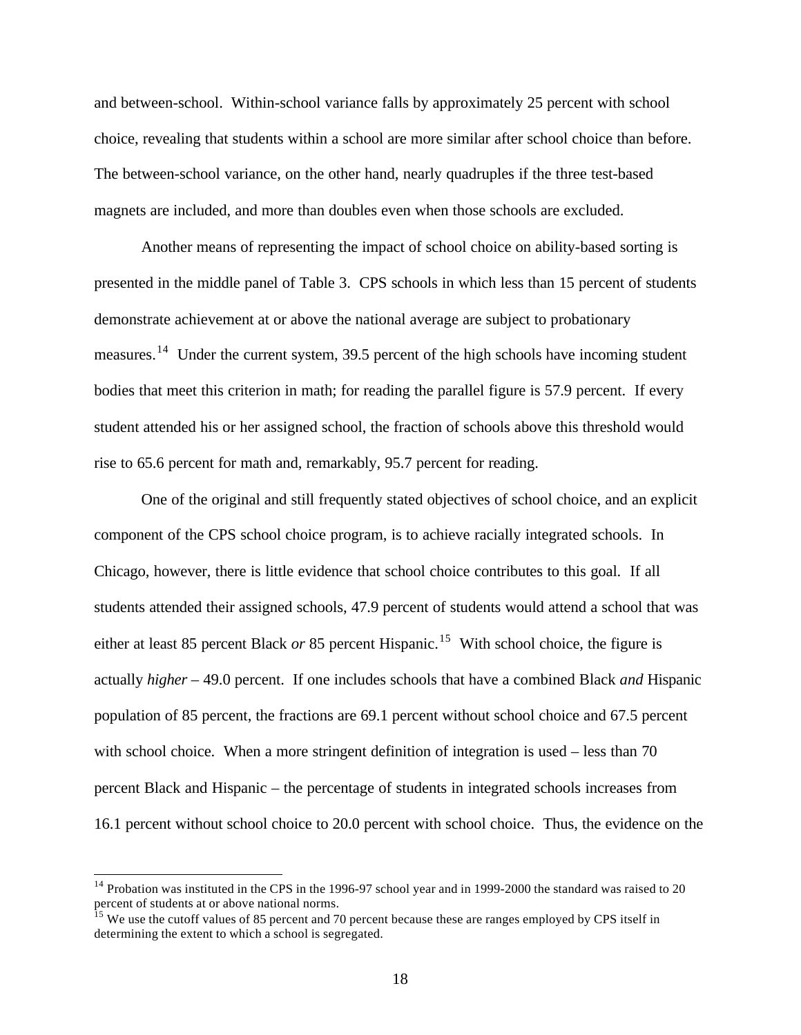and between-school. Within-school variance falls by approximately 25 percent with school choice, revealing that students within a school are more similar after school choice than before. The between-school variance, on the other hand, nearly quadruples if the three test-based magnets are included, and more than doubles even when those schools are excluded.

Another means of representing the impact of school choice on ability-based sorting is presented in the middle panel of Table 3. CPS schools in which less than 15 percent of students demonstrate achievement at or above the national average are subject to probationary measures.[14] Under the current system, 39.5 percent of the high schools have incoming student bodies that meet this criterion in math; for reading the parallel figure is 57.9 percent. If every student attended his or her assigned school, the fraction of schools above this threshold would rise to 65.6 percent for math and, remarkably, 95.7 percent for reading.

One of the original and still frequently stated objectives of school choice, and an explicit component of the CPS school choice program, is to achieve racially integrated schools. In Chicago, however, there is little evidence that school choice contributes to this goal. If all students attended their assigned schools, 47.9 percent of students would attend a school that was either at least 85 percent Black *or* 85 percent Hispanic.[15] With school choice, the figure is actually *higher* – 49.0 percent. If one includes schools that have a combined Black *and* Hispanic population of 85 percent, the fractions are 69.1 percent without school choice and 67.5 percent with school choice. When a more stringent definition of integration is used – less than 70 percent Black and Hispanic – the percentage of students in integrated schools increases from 16.1 percent without school choice to 20.0 percent with school choice. Thus, the evidence on the

---

[14] Probation was instituted in the CPS in the 1996-97 school year and in 1999-2000 the standard was raised to 20 percent of students at or above national norms.

[15] We use the cutoff values of 85 percent and 70 percent because these are ranges employed by CPS itself in determining the extent to which a school is segregated.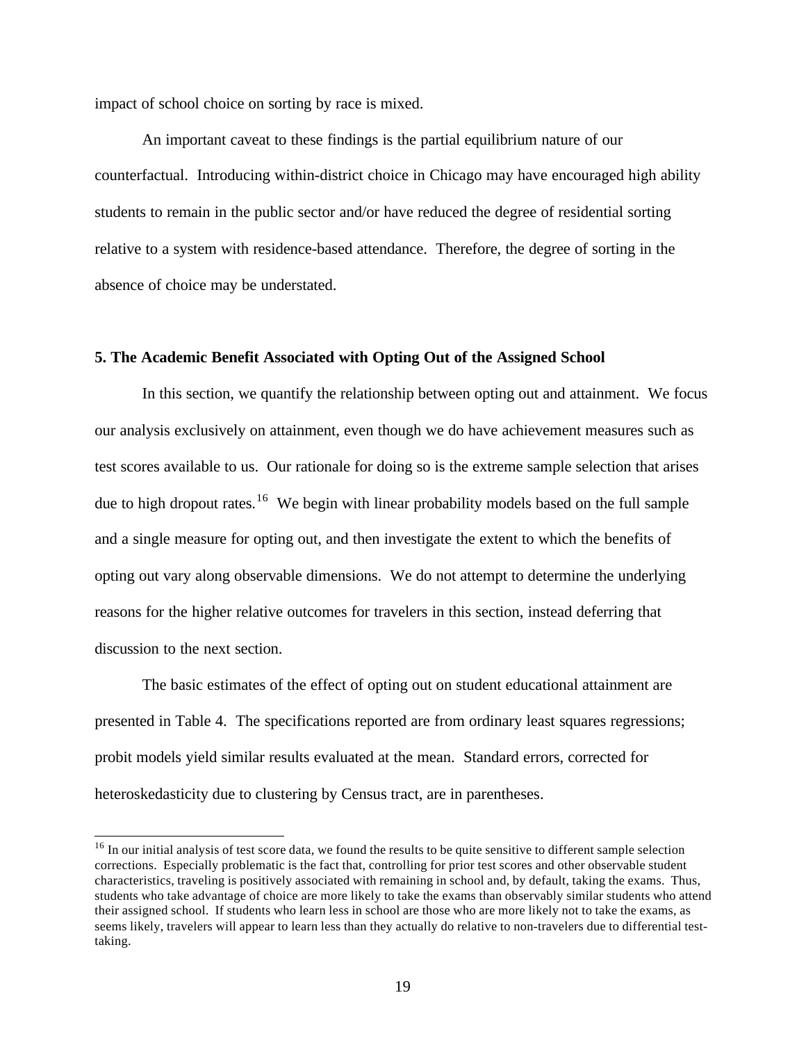impact of school choice on sorting by race is mixed.

An important caveat to these findings is the partial equilibrium nature of our counterfactual. Introducing within-district choice in Chicago may have encouraged high ability students to remain in the public sector and/or have reduced the degree of residential sorting relative to a system with residence-based attendance. Therefore, the degree of sorting in the absence of choice may be understated.

### 5. The Academic Benefit Associated with Opting Out of the Assigned School

In this section, we quantify the relationship between opting out and attainment. We focus our analysis exclusively on attainment, even though we do have achievement measures such as test scores available to us. Our rationale for doing so is the extreme sample selection that arises due to high dropout rates.[16] We begin with linear probability models based on the full sample and a single measure for opting out, and then investigate the extent to which the benefits of opting out vary along observable dimensions. We do not attempt to determine the underlying reasons for the higher relative outcomes for travelers in this section, instead deferring that discussion to the next section.

The basic estimates of the effect of opting out on student educational attainment are presented in Table 4. The specifications reported are from ordinary least squares regressions; probit models yield similar results evaluated at the mean. Standard errors, corrected for heteroskedasticity due to clustering by Census tract, are in parentheses.

[16] In our initial analysis of test score data, we found the results to be quite sensitive to different sample selection corrections. Especially problematic is the fact that, controlling for prior test scores and other observable student characteristics, traveling is positively associated with remaining in school and, by default, taking the exams. Thus, students who take advantage of choice are more likely to take the exams than observably similar students who attend their assigned school. If students who learn less in school are those who are more likely not to take the exams, as seems likely, travelers will appear to learn less than they actually do relative to non-travelers due to differential test-taking.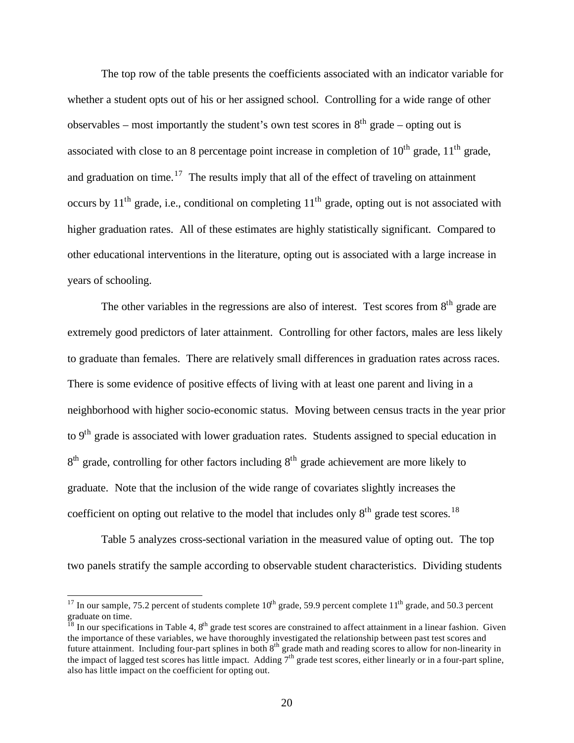The top row of the table presents the coefficients associated with an indicator variable for whether a student opts out of his or her assigned school. Controlling for a wide range of other observables – most importantly the student's own test scores in 8$^{th}$ grade – opting out is associated with close to an 8 percentage point increase in completion of 10$^{th}$ grade, 11$^{th}$ grade, and graduation on time.[17] The results imply that all of the effect of traveling on attainment occurs by 11$^{th}$ grade, i.e., conditional on completing 11$^{th}$ grade, opting out is not associated with higher graduation rates. All of these estimates are highly statistically significant. Compared to other educational interventions in the literature, opting out is associated with a large increase in years of schooling.

The other variables in the regressions are also of interest. Test scores from 8$^{th}$ grade are extremely good predictors of later attainment. Controlling for other factors, males are less likely to graduate than females. There are relatively small differences in graduation rates across races. There is some evidence of positive effects of living with at least one parent and living in a neighborhood with higher socio-economic status. Moving between census tracts in the year prior to 9$^{th}$ grade is associated with lower graduation rates. Students assigned to special education in 8$^{th}$ grade, controlling for other factors including 8$^{th}$ grade achievement are more likely to graduate. Note that the inclusion of the wide range of covariates slightly increases the coefficient on opting out relative to the model that includes only 8$^{th}$ grade test scores.[18]

Table 5 analyzes cross-sectional variation in the measured value of opting out. The top two panels stratify the sample according to observable student characteristics. Dividing students

---

[17] In our sample, 75.2 percent of students complete 10$^{th}$ grade, 59.9 percent complete 11$^{th}$ grade, and 50.3 percent graduate on time.

[18] In our specifications in Table 4, 8$^{th}$ grade test scores are constrained to affect attainment in a linear fashion. Given the importance of these variables, we have thoroughly investigated the relationship between past test scores and future attainment. Including four-part splines in both 8$^{th}$ grade math and reading scores to allow for non-linearity in the impact of lagged test scores has little impact. Adding 7$^{th}$ grade test scores, either linearly or in a four-part spline, also has little impact on the coefficient for opting out.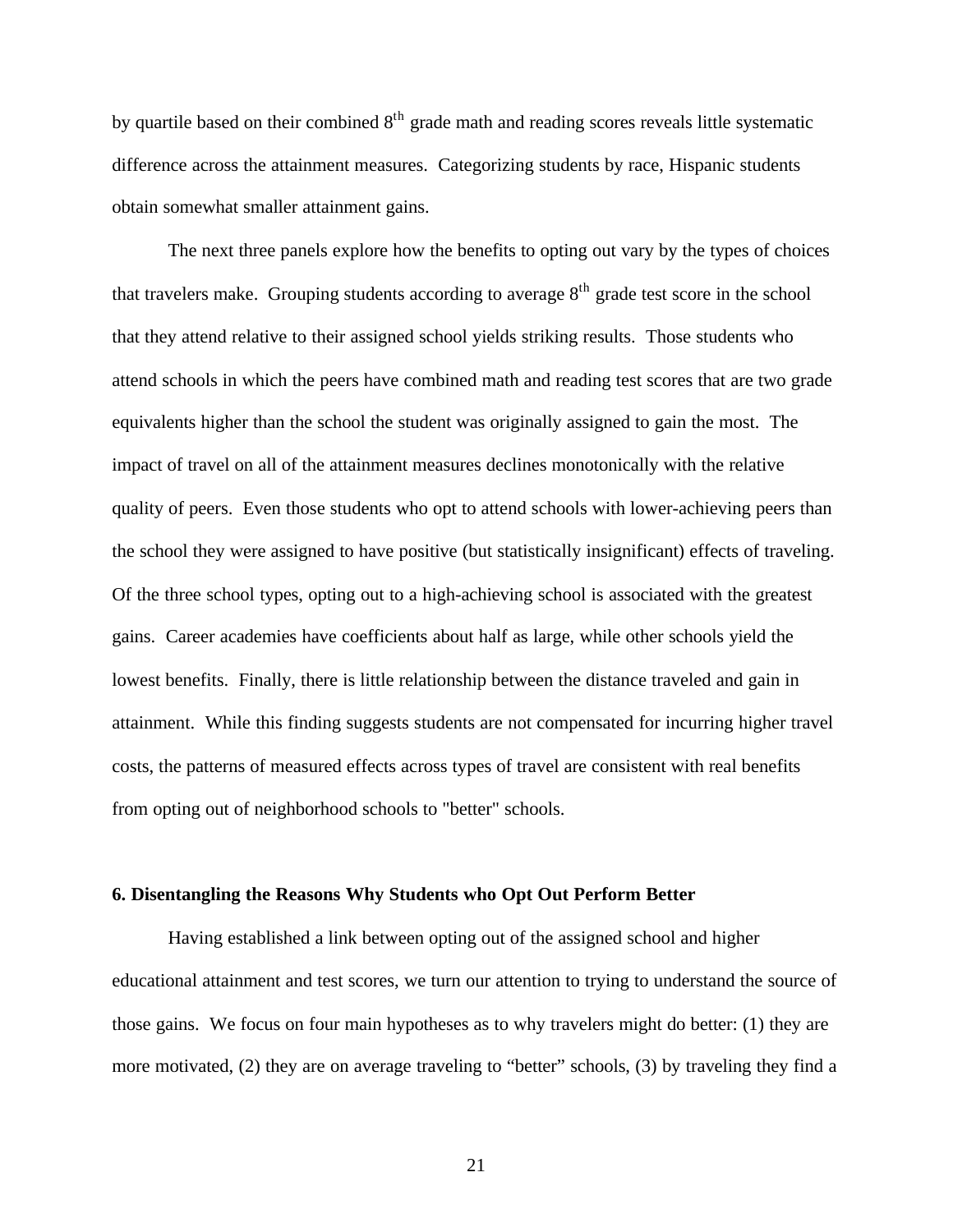by quartile based on their combined 8$^{th}$ grade math and reading scores reveals little systematic difference across the attainment measures. Categorizing students by race, Hispanic students obtain somewhat smaller attainment gains.

The next three panels explore how the benefits to opting out vary by the types of choices that travelers make. Grouping students according to average 8$^{th}$ grade test score in the school that they attend relative to their assigned school yields striking results. Those students who attend schools in which the peers have combined math and reading test scores that are two grade equivalents higher than the school the student was originally assigned to gain the most. The impact of travel on all of the attainment measures declines monotonically with the relative quality of peers. Even those students who opt to attend schools with lower-achieving peers than the school they were assigned to have positive (but statistically insignificant) effects of traveling. Of the three school types, opting out to a high-achieving school is associated with the greatest gains. Career academies have coefficients about half as large, while other schools yield the lowest benefits. Finally, there is little relationship between the distance traveled and gain in attainment. While this finding suggests students are not compensated for incurring higher travel costs, the patterns of measured effects across types of travel are consistent with real benefits from opting out of neighborhood schools to "better" schools.

## 6. Disentangling the Reasons Why Students who Opt Out Perform Better

Having established a link between opting out of the assigned school and higher educational attainment and test scores, we turn our attention to trying to understand the source of those gains. We focus on four main hypotheses as to why travelers might do better: (1) they are more motivated, (2) they are on average traveling to "better" schools, (3) by traveling they find a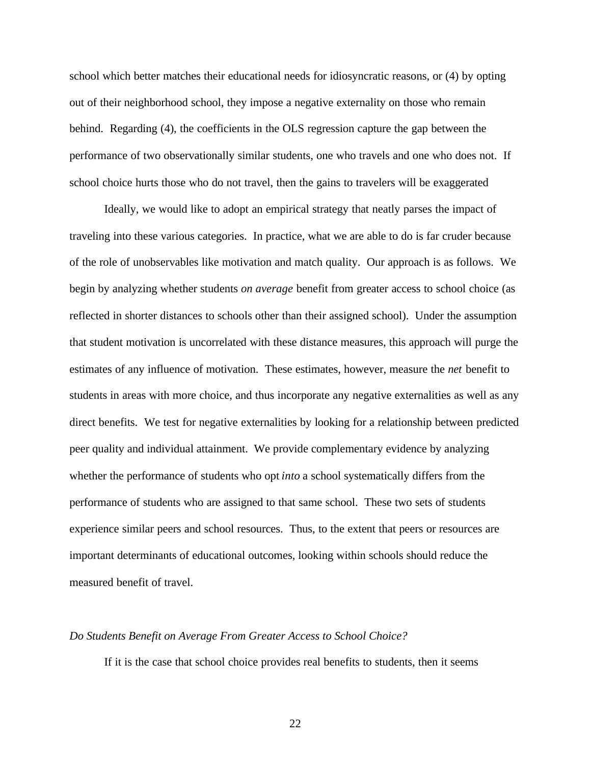school which better matches their educational needs for idiosyncratic reasons, or (4) by opting out of their neighborhood school, they impose a negative externality on those who remain behind. Regarding (4), the coefficients in the OLS regression capture the gap between the performance of two observationally similar students, one who travels and one who does not. If school choice hurts those who do not travel, then the gains to travelers will be exaggerated

Ideally, we would like to adopt an empirical strategy that neatly parses the impact of traveling into these various categories. In practice, what we are able to do is far cruder because of the role of unobservables like motivation and match quality. Our approach is as follows. We begin by analyzing whether students *on average* benefit from greater access to school choice (as reflected in shorter distances to schools other than their assigned school). Under the assumption that student motivation is uncorrelated with these distance measures, this approach will purge the estimates of any influence of motivation. These estimates, however, measure the *net* benefit to students in areas with more choice, and thus incorporate any negative externalities as well as any direct benefits. We test for negative externalities by looking for a relationship between predicted peer quality and individual attainment. We provide complementary evidence by analyzing whether the performance of students who opt *into* a school systematically differs from the performance of students who are assigned to that same school. These two sets of students experience similar peers and school resources. Thus, to the extent that peers or resources are important determinants of educational outcomes, looking within schools should reduce the measured benefit of travel.

### *Do Students Benefit on Average From Greater Access to School Choice?*

If it is the case that school choice provides real benefits to students, then it seems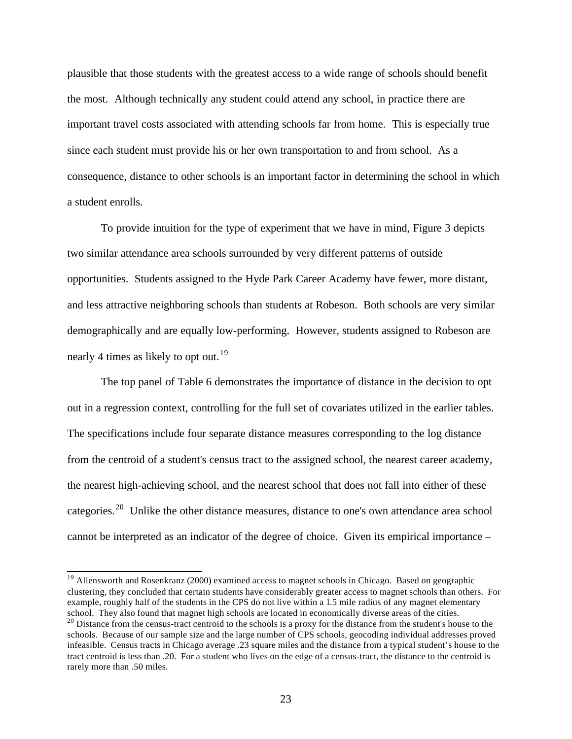plausible that those students with the greatest access to a wide range of schools should benefit the most. Although technically any student could attend any school, in practice there are important travel costs associated with attending schools far from home. This is especially true since each student must provide his or her own transportation to and from school. As a consequence, distance to other schools is an important factor in determining the school in which a student enrolls.

To provide intuition for the type of experiment that we have in mind, Figure 3 depicts two similar attendance area schools surrounded by very different patterns of outside opportunities. Students assigned to the Hyde Park Career Academy have fewer, more distant, and less attractive neighboring schools than students at Robeson. Both schools are very similar demographically and are equally low-performing. However, students assigned to Robeson are nearly 4 times as likely to opt out.[19]

The top panel of Table 6 demonstrates the importance of distance in the decision to opt out in a regression context, controlling for the full set of covariates utilized in the earlier tables. The specifications include four separate distance measures corresponding to the log distance from the centroid of a student's census tract to the assigned school, the nearest career academy, the nearest high-achieving school, and the nearest school that does not fall into either of these categories.[20] Unlike the other distance measures, distance to one's own attendance area school cannot be interpreted as an indicator of the degree of choice. Given its empirical importance –

---

[19] Allensworth and Rosenkranz (2000) examined access to magnet schools in Chicago. Based on geographic clustering, they concluded that certain students have considerably greater access to magnet schools than others. For example, roughly half of the students in the CPS do not live within a 1.5 mile radius of any magnet elementary school. They also found that magnet high schools are located in economically diverse areas of the cities.

[20] Distance from the census-tract centroid to the schools is a proxy for the distance from the student's house to the schools. Because of our sample size and the large number of CPS schools, geocoding individual addresses proved infeasible. Census tracts in Chicago average .23 square miles and the distance from a typical student's house to the tract centroid is less than .20. For a student who lives on the edge of a census-tract, the distance to the centroid is rarely more than .50 miles.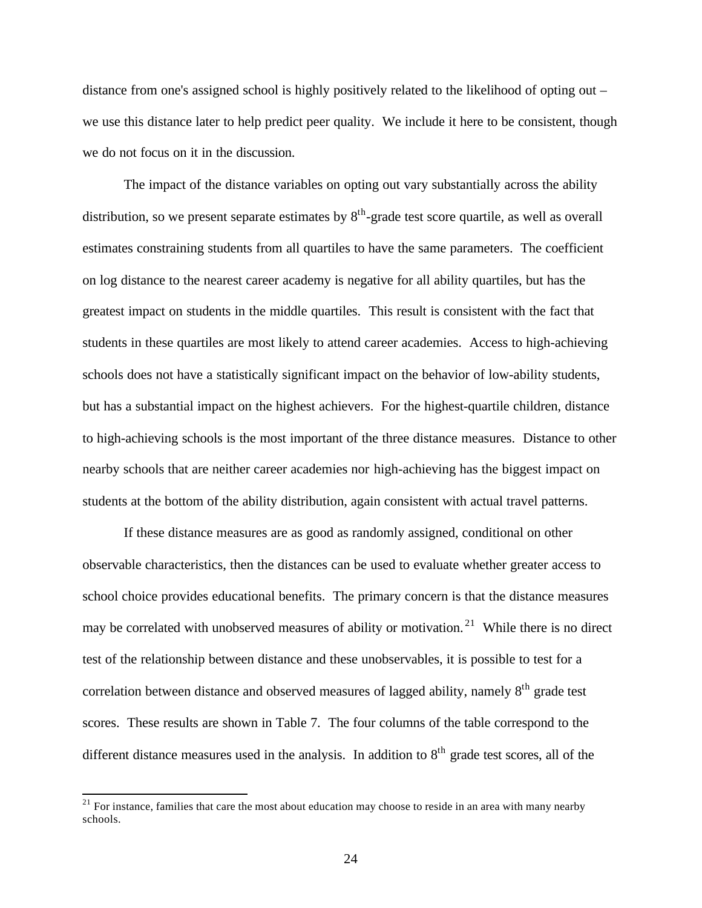distance from one's assigned school is highly positively related to the likelihood of opting out – we use this distance later to help predict peer quality. We include it here to be consistent, though we do not focus on it in the discussion.

The impact of the distance variables on opting out vary substantially across the ability distribution, so we present separate estimates by $8^{th}$-grade test score quartile, as well as overall estimates constraining students from all quartiles to have the same parameters. The coefficient on log distance to the nearest career academy is negative for all ability quartiles, but has the greatest impact on students in the middle quartiles. This result is consistent with the fact that students in these quartiles are most likely to attend career academies. Access to high-achieving schools does not have a statistically significant impact on the behavior of low-ability students, but has a substantial impact on the highest achievers. For the highest-quartile children, distance to high-achieving schools is the most important of the three distance measures. Distance to other nearby schools that are neither career academies nor high-achieving has the biggest impact on students at the bottom of the ability distribution, again consistent with actual travel patterns.

If these distance measures are as good as randomly assigned, conditional on other observable characteristics, then the distances can be used to evaluate whether greater access to school choice provides educational benefits. The primary concern is that the distance measures may be correlated with unobserved measures of ability or motivation.[21] While there is no direct test of the relationship between distance and these unobservables, it is possible to test for a correlation between distance and observed measures of lagged ability, namely $8^{th}$ grade test scores. These results are shown in Table 7. The four columns of the table correspond to the different distance measures used in the analysis. In addition to $8^{th}$ grade test scores, all of the

[21] For instance, families that care the most about education may choose to reside in an area with many nearby schools.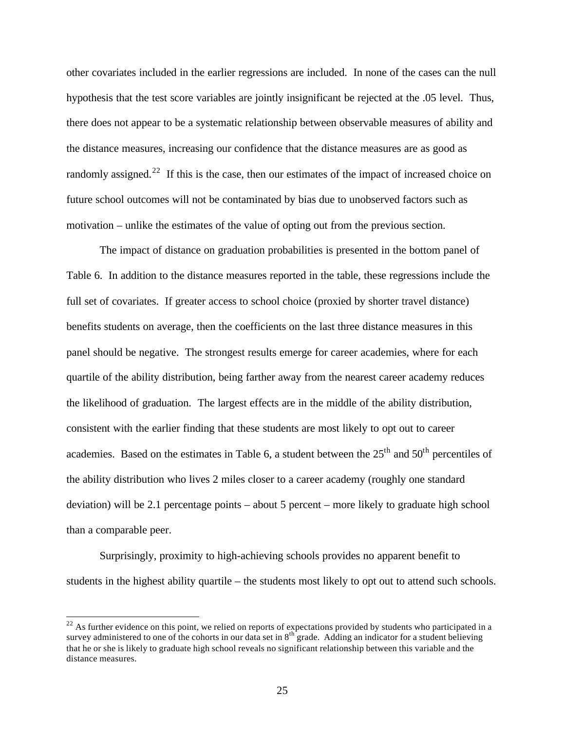other covariates included in the earlier regressions are included. In none of the cases can the null hypothesis that the test score variables are jointly insignificant be rejected at the .05 level. Thus, there does not appear to be a systematic relationship between observable measures of ability and the distance measures, increasing our confidence that the distance measures are as good as randomly assigned.[22] If this is the case, then our estimates of the impact of increased choice on future school outcomes will not be contaminated by bias due to unobserved factors such as motivation – unlike the estimates of the value of opting out from the previous section.

The impact of distance on graduation probabilities is presented in the bottom panel of Table 6. In addition to the distance measures reported in the table, these regressions include the full set of covariates. If greater access to school choice (proxied by shorter travel distance) benefits students on average, then the coefficients on the last three distance measures in this panel should be negative. The strongest results emerge for career academies, where for each quartile of the ability distribution, being farther away from the nearest career academy reduces the likelihood of graduation. The largest effects are in the middle of the ability distribution, consistent with the earlier finding that these students are most likely to opt out to career academies. Based on the estimates in Table 6, a student between the 25th and 50th percentiles of the ability distribution who lives 2 miles closer to a career academy (roughly one standard deviation) will be 2.1 percentage points – about 5 percent – more likely to graduate high school than a comparable peer.

Surprisingly, proximity to high-achieving schools provides no apparent benefit to students in the highest ability quartile – the students most likely to opt out to attend such schools.

---

[22] As further evidence on this point, we relied on reports of expectations provided by students who participated in a survey administered to one of the cohorts in our data set in 8th grade. Adding an indicator for a student believing that he or she is likely to graduate high school reveals no significant relationship between this variable and the distance measures.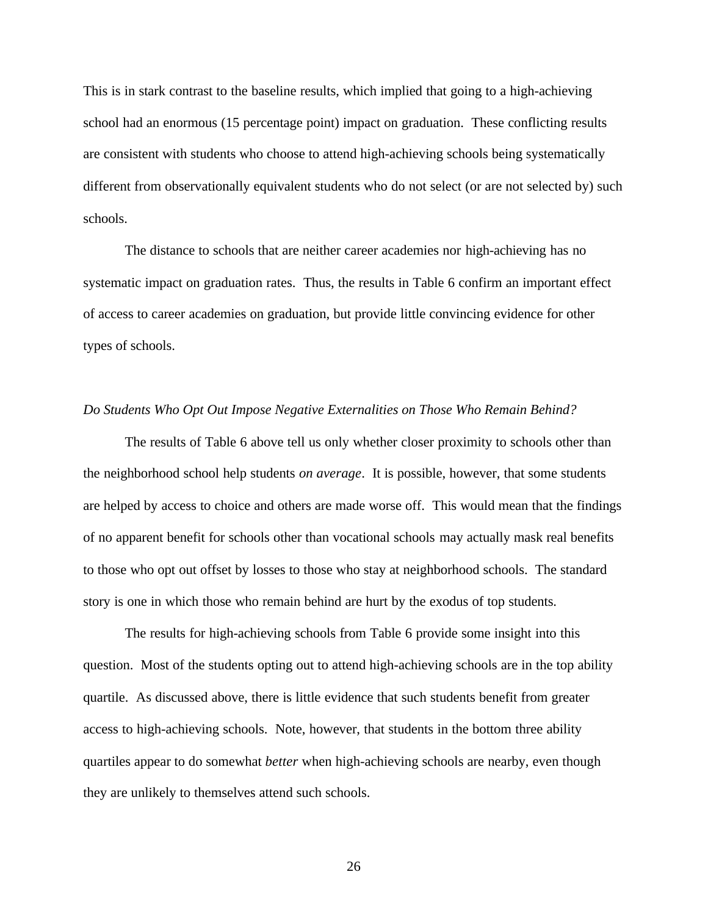This is in stark contrast to the baseline results, which implied that going to a high-achieving school had an enormous (15 percentage point) impact on graduation. These conflicting results are consistent with students who choose to attend high-achieving schools being systematically different from observationally equivalent students who do not select (or are not selected by) such schools.

The distance to schools that are neither career academies nor high-achieving has no systematic impact on graduation rates. Thus, the results in Table 6 confirm an important effect of access to career academies on graduation, but provide little convincing evidence for other types of schools.

*Do Students Who Opt Out Impose Negative Externalities on Those Who Remain Behind?*

The results of Table 6 above tell us only whether closer proximity to schools other than the neighborhood school help students *on average*. It is possible, however, that some students are helped by access to choice and others are made worse off. This would mean that the findings of no apparent benefit for schools other than vocational schools may actually mask real benefits to those who opt out offset by losses to those who stay at neighborhood schools. The standard story is one in which those who remain behind are hurt by the exodus of top students.

The results for high-achieving schools from Table 6 provide some insight into this question. Most of the students opting out to attend high-achieving schools are in the top ability quartile. As discussed above, there is little evidence that such students benefit from greater access to high-achieving schools. Note, however, that students in the bottom three ability quartiles appear to do somewhat *better* when high-achieving schools are nearby, even though they are unlikely to themselves attend such schools.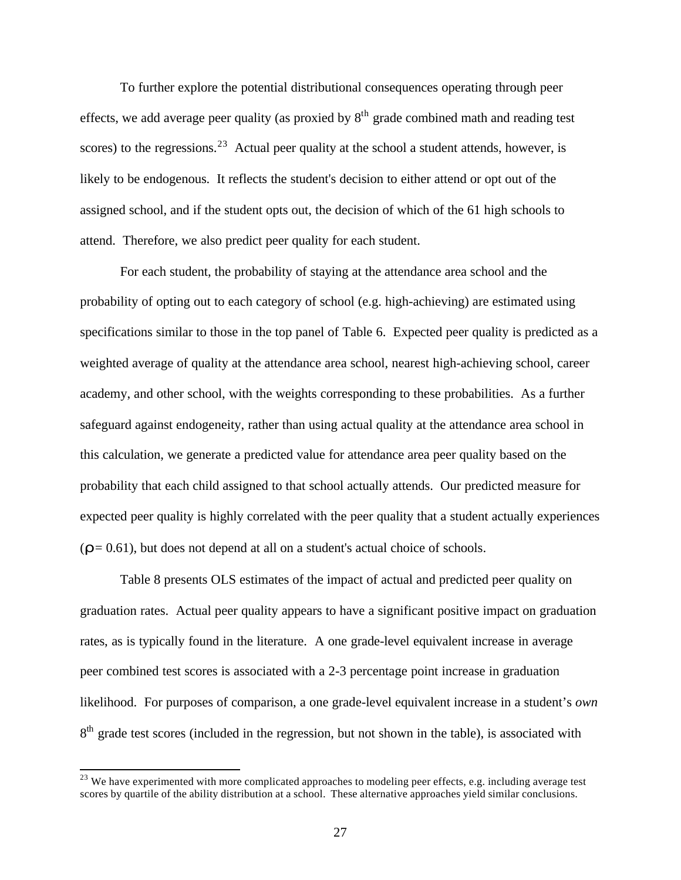To further explore the potential distributional consequences operating through peer effects, we add average peer quality (as proxied by $8^{th}$ grade combined math and reading test scores) to the regressions.[23] Actual peer quality at the school a student attends, however, is likely to be endogenous. It reflects the student's decision to either attend or opt out of the assigned school, and if the student opts out, the decision of which of the 61 high schools to attend. Therefore, we also predict peer quality for each student.

For each student, the probability of staying at the attendance area school and the probability of opting out to each category of school (e.g. high-achieving) are estimated using specifications similar to those in the top panel of Table 6. Expected peer quality is predicted as a weighted average of quality at the attendance area school, nearest high-achieving school, career academy, and other school, with the weights corresponding to these probabilities. As a further safeguard against endogeneity, rather than using actual quality at the attendance area school in this calculation, we generate a predicted value for attendance area peer quality based on the probability that each child assigned to that school actually attends. Our predicted measure for expected peer quality is highly correlated with the peer quality that a student actually experiences ($\rho = 0.61$), but does not depend at all on a student's actual choice of schools.

Table 8 presents OLS estimates of the impact of actual and predicted peer quality on graduation rates. Actual peer quality appears to have a significant positive impact on graduation rates, as is typically found in the literature. A one grade-level equivalent increase in average peer combined test scores is associated with a 2-3 percentage point increase in graduation likelihood. For purposes of comparison, a one grade-level equivalent increase in a student's *own* $8^{th}$ grade test scores (included in the regression, but not shown in the table), is associated with

[23] We have experimented with more complicated approaches to modeling peer effects, e.g. including average test scores by quartile of the ability distribution at a school. These alternative approaches yield similar conclusions.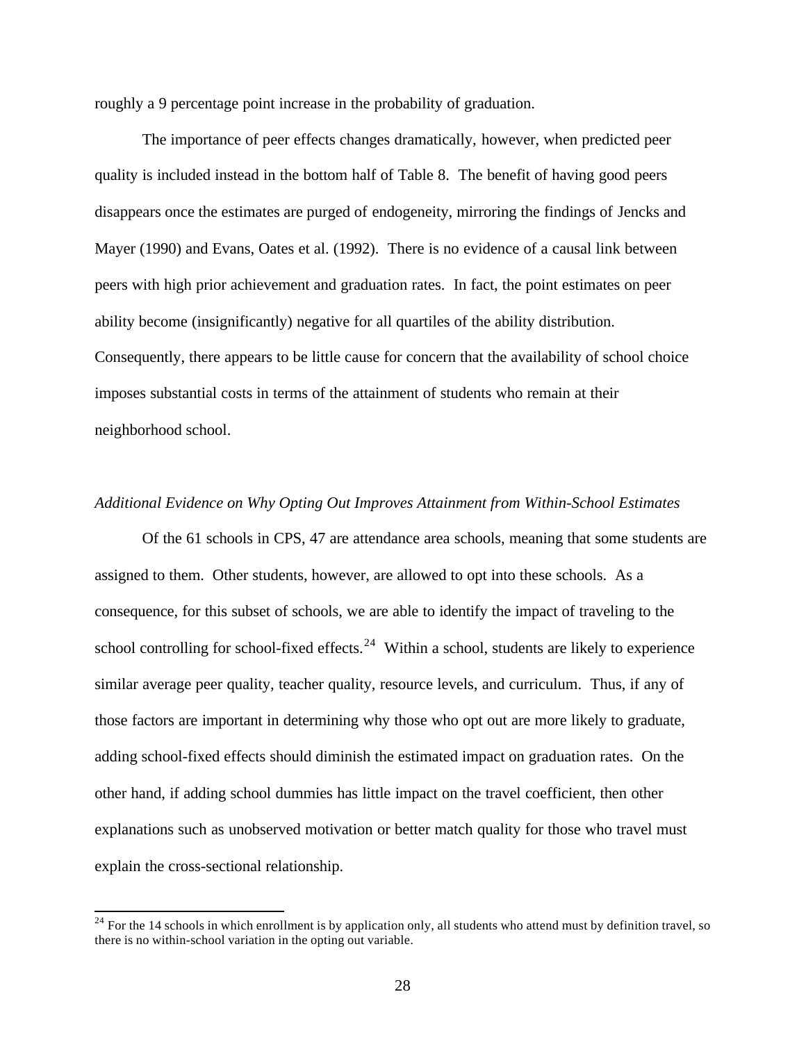roughly a 9 percentage point increase in the probability of graduation.

The importance of peer effects changes dramatically, however, when predicted peer quality is included instead in the bottom half of Table 8. The benefit of having good peers disappears once the estimates are purged of endogeneity, mirroring the findings of Jencks and Mayer (1990) and Evans, Oates et al. (1992). There is no evidence of a causal link between peers with high prior achievement and graduation rates. In fact, the point estimates on peer ability become (insignificantly) negative for all quartiles of the ability distribution. Consequently, there appears to be little cause for concern that the availability of school choice imposes substantial costs in terms of the attainment of students who remain at their neighborhood school.

*Additional Evidence on Why Opting Out Improves Attainment from Within-School Estimates*

Of the 61 schools in CPS, 47 are attendance area schools, meaning that some students are assigned to them. Other students, however, are allowed to opt into these schools. As a consequence, for this subset of schools, we are able to identify the impact of traveling to the school controlling for school-fixed effects.[24] Within a school, students are likely to experience similar average peer quality, teacher quality, resource levels, and curriculum. Thus, if any of those factors are important in determining why those who opt out are more likely to graduate, adding school-fixed effects should diminish the estimated impact on graduation rates. On the other hand, if adding school dummies has little impact on the travel coefficient, then other explanations such as unobserved motivation or better match quality for those who travel must explain the cross-sectional relationship.

[24] For the 14 schools in which enrollment is by application only, all students who attend must by definition travel, so there is no within-school variation in the opting out variable.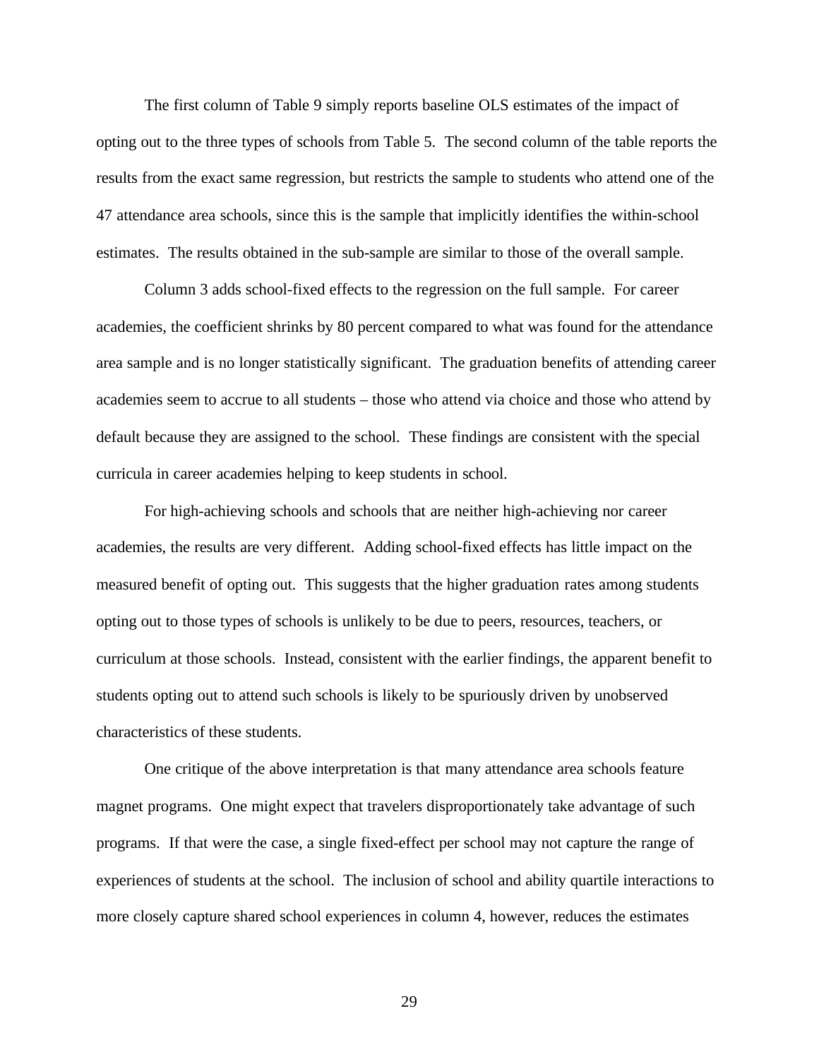The first column of Table 9 simply reports baseline OLS estimates of the impact of opting out to the three types of schools from Table 5. The second column of the table reports the results from the exact same regression, but restricts the sample to students who attend one of the 47 attendance area schools, since this is the sample that implicitly identifies the within-school estimates. The results obtained in the sub-sample are similar to those of the overall sample.

Column 3 adds school-fixed effects to the regression on the full sample. For career academies, the coefficient shrinks by 80 percent compared to what was found for the attendance area sample and is no longer statistically significant. The graduation benefits of attending career academies seem to accrue to all students – those who attend via choice and those who attend by default because they are assigned to the school. These findings are consistent with the special curricula in career academies helping to keep students in school.

For high-achieving schools and schools that are neither high-achieving nor career academies, the results are very different. Adding school-fixed effects has little impact on the measured benefit of opting out. This suggests that the higher graduation rates among students opting out to those types of schools is unlikely to be due to peers, resources, teachers, or curriculum at those schools. Instead, consistent with the earlier findings, the apparent benefit to students opting out to attend such schools is likely to be spuriously driven by unobserved characteristics of these students.

One critique of the above interpretation is that many attendance area schools feature magnet programs. One might expect that travelers disproportionately take advantage of such programs. If that were the case, a single fixed-effect per school may not capture the range of experiences of students at the school. The inclusion of school and ability quartile interactions to more closely capture shared school experiences in column 4, however, reduces the estimates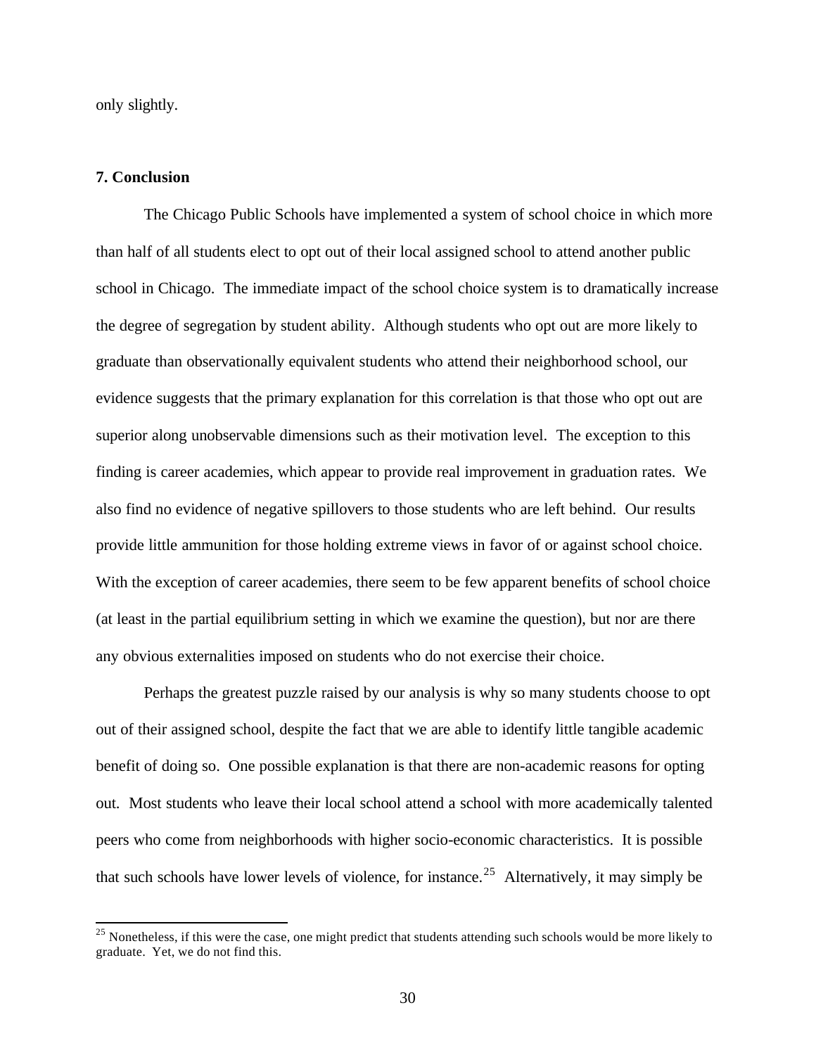only slightly.

## 7. Conclusion

The Chicago Public Schools have implemented a system of school choice in which more than half of all students elect to opt out of their local assigned school to attend another public school in Chicago. The immediate impact of the school choice system is to dramatically increase the degree of segregation by student ability. Although students who opt out are more likely to graduate than observationally equivalent students who attend their neighborhood school, our evidence suggests that the primary explanation for this correlation is that those who opt out are superior along unobservable dimensions such as their motivation level. The exception to this finding is career academies, which appear to provide real improvement in graduation rates. We also find no evidence of negative spillovers to those students who are left behind. Our results provide little ammunition for those holding extreme views in favor of or against school choice. With the exception of career academies, there seem to be few apparent benefits of school choice (at least in the partial equilibrium setting in which we examine the question), but nor are there any obvious externalities imposed on students who do not exercise their choice.

Perhaps the greatest puzzle raised by our analysis is why so many students choose to opt out of their assigned school, despite the fact that we are able to identify little tangible academic benefit of doing so. One possible explanation is that there are non-academic reasons for opting out. Most students who leave their local school attend a school with more academically talented peers who come from neighborhoods with higher socio-economic characteristics. It is possible that such schools have lower levels of violence, for instance.[25] Alternatively, it may simply be

[25] Nonetheless, if this were the case, one might predict that students attending such schools would be more likely to graduate. Yet, we do not find this.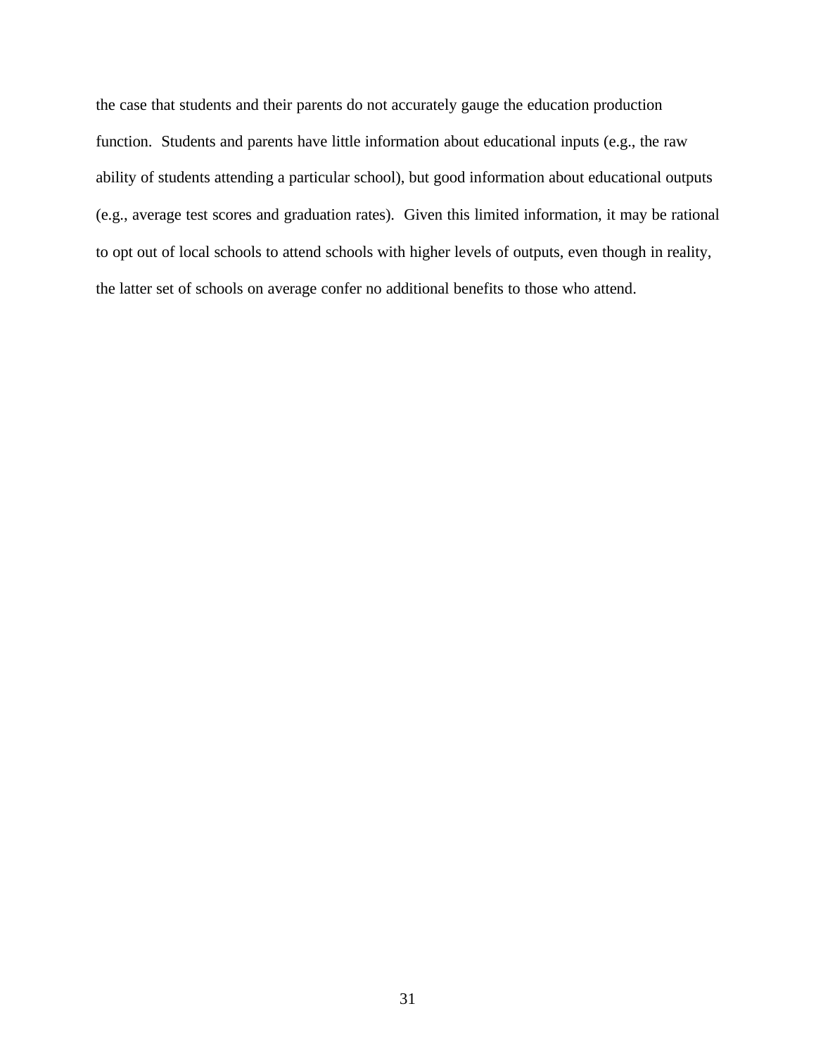the case that students and their parents do not accurately gauge the education production function. Students and parents have little information about educational inputs (e.g., the raw ability of students attending a particular school), but good information about educational outputs (e.g., average test scores and graduation rates). Given this limited information, it may be rational to opt out of local schools to attend schools with higher levels of outputs, even though in reality, the latter set of schools on average confer no additional benefits to those who attend.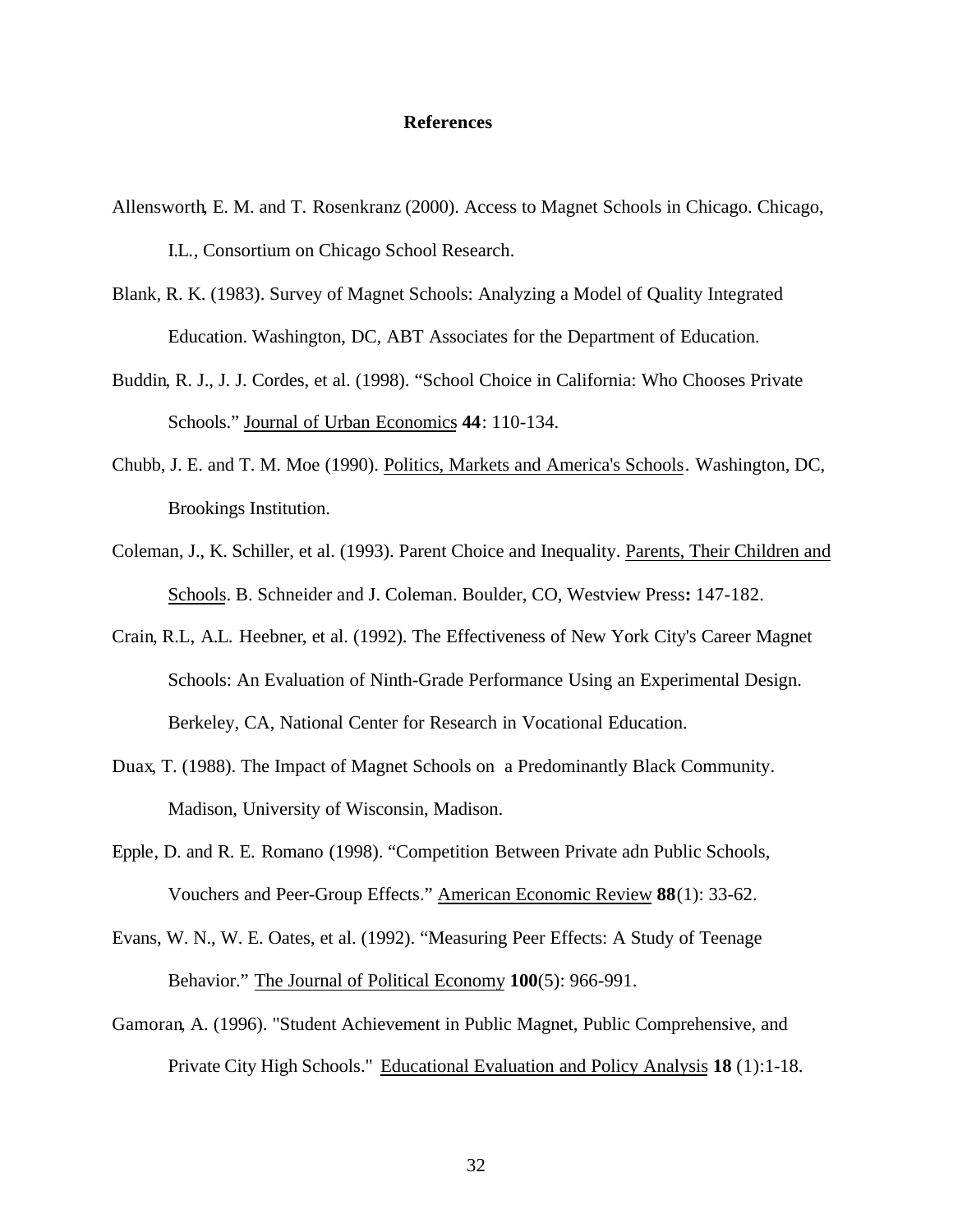# References

Allensworth, E. M. and T. Rosenkranz (2000). Access to Magnet Schools in Chicago. Chicago, I.L., Consortium on Chicago School Research.

Blank, R. K. (1983). Survey of Magnet Schools: Analyzing a Model of Quality Integrated Education. Washington, DC, ABT Associates for the Department of Education.

Buddin, R. J., J. J. Cordes, et al. (1998). "School Choice in California: Who Chooses Private Schools." Journal of Urban Economics **44**: 110-134.

Chubb, J. E. and T. M. Moe (1990). Politics, Markets and America's Schools. Washington, DC, Brookings Institution.

Coleman, J., K. Schiller, et al. (1993). Parent Choice and Inequality. Parents, Their Children and Schools. B. Schneider and J. Coleman. Boulder, CO, Westview Press**:** 147-182.

Crain, R.L, A.L. Heebner, et al. (1992). The Effectiveness of New York City's Career Magnet Schools: An Evaluation of Ninth-Grade Performance Using an Experimental Design. Berkeley, CA, National Center for Research in Vocational Education.

Duax, T. (1988). The Impact of Magnet Schools on a Predominantly Black Community. Madison, University of Wisconsin, Madison.

Epple, D. and R. E. Romano (1998). "Competition Between Private adn Public Schools, Vouchers and Peer-Group Effects." American Economic Review **88**(1): 33-62.

Evans, W. N., W. E. Oates, et al. (1992). "Measuring Peer Effects: A Study of Teenage Behavior." The Journal of Political Economy **100**(5): 966-991.

Gamoran, A. (1996). "Student Achievement in Public Magnet, Public Comprehensive, and Private City High Schools." Educational Evaluation and Policy Analysis **18** (1):1-18.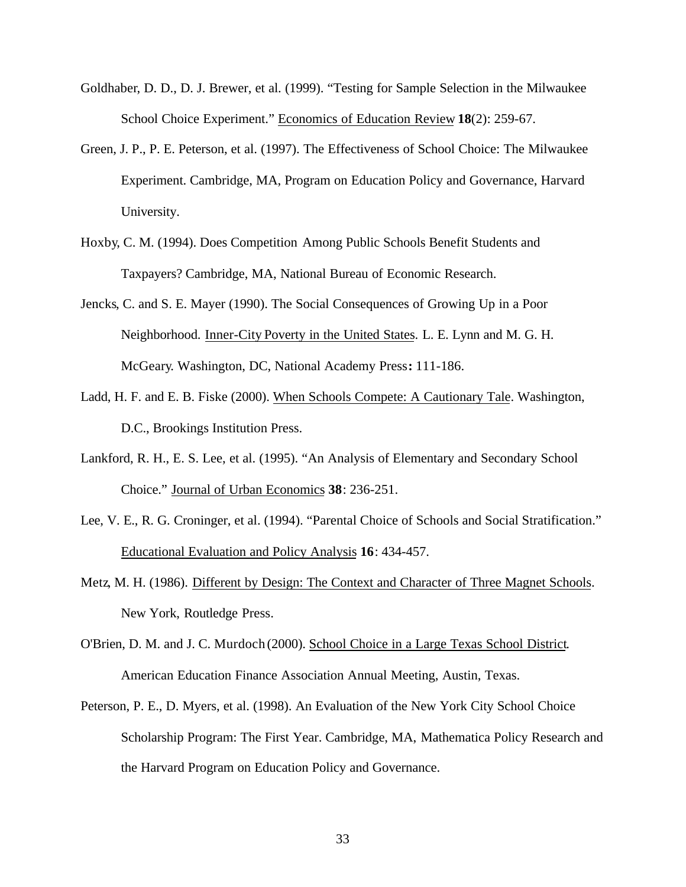Goldhaber, D. D., D. J. Brewer, et al. (1999). "Testing for Sample Selection in the Milwaukee School Choice Experiment." Economics of Education Review **18**(2): 259-67.

Green, J. P., P. E. Peterson, et al. (1997). The Effectiveness of School Choice: The Milwaukee Experiment. Cambridge, MA, Program on Education Policy and Governance, Harvard University.

Hoxby, C. M. (1994). Does Competition Among Public Schools Benefit Students and Taxpayers? Cambridge, MA, National Bureau of Economic Research.

Jencks, C. and S. E. Mayer (1990). The Social Consequences of Growing Up in a Poor Neighborhood. Inner-City Poverty in the United States. L. E. Lynn and M. G. H. McGeary. Washington, DC, National Academy Press**:** 111-186.

Ladd, H. F. and E. B. Fiske (2000). When Schools Compete: A Cautionary Tale. Washington, D.C., Brookings Institution Press.

Lankford, R. H., E. S. Lee, et al. (1995). "An Analysis of Elementary and Secondary School Choice." Journal of Urban Economics **38**: 236-251.

Lee, V. E., R. G. Croninger, et al. (1994). "Parental Choice of Schools and Social Stratification." Educational Evaluation and Policy Analysis **16**: 434-457.

Metz, M. H. (1986). Different by Design: The Context and Character of Three Magnet Schools. New York, Routledge Press.

O'Brien, D. M. and J. C. Murdoch (2000). School Choice in a Large Texas School District. American Education Finance Association Annual Meeting, Austin, Texas.

Peterson, P. E., D. Myers, et al. (1998). An Evaluation of the New York City School Choice Scholarship Program: The First Year. Cambridge, MA, Mathematica Policy Research and the Harvard Program on Education Policy and Governance.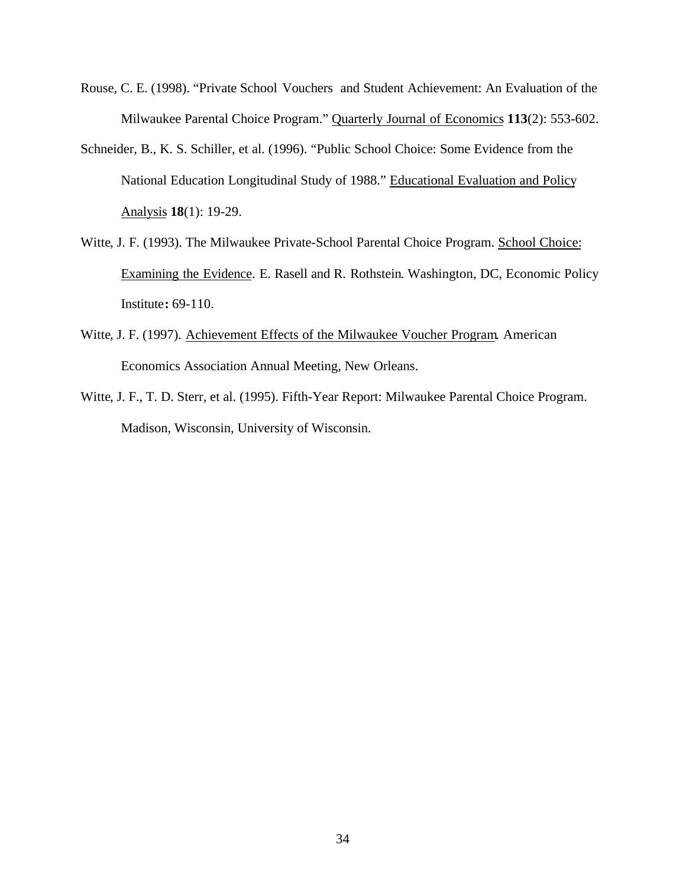Rouse, C. E. (1998). "Private School Vouchers and Student Achievement: An Evaluation of the Milwaukee Parental Choice Program." Quarterly Journal of Economics **113**(2): 553-602.

Schneider, B., K. S. Schiller, et al. (1996). "Public School Choice: Some Evidence from the National Education Longitudinal Study of 1988." Educational Evaluation and Policy Analysis **18**(1): 19-29.

Witte, J. F. (1993). The Milwaukee Private-School Parental Choice Program. School Choice: Examining the Evidence. E. Rasell and R. Rothstein. Washington, DC, Economic Policy Institute**:** 69-110.

Witte, J. F. (1997). Achievement Effects of the Milwaukee Voucher Program. American Economics Association Annual Meeting, New Orleans.

Witte, J. F., T. D. Sterr, et al. (1995). Fifth-Year Report: Milwaukee Parental Choice Program. Madison, Wisconsin, University of Wisconsin.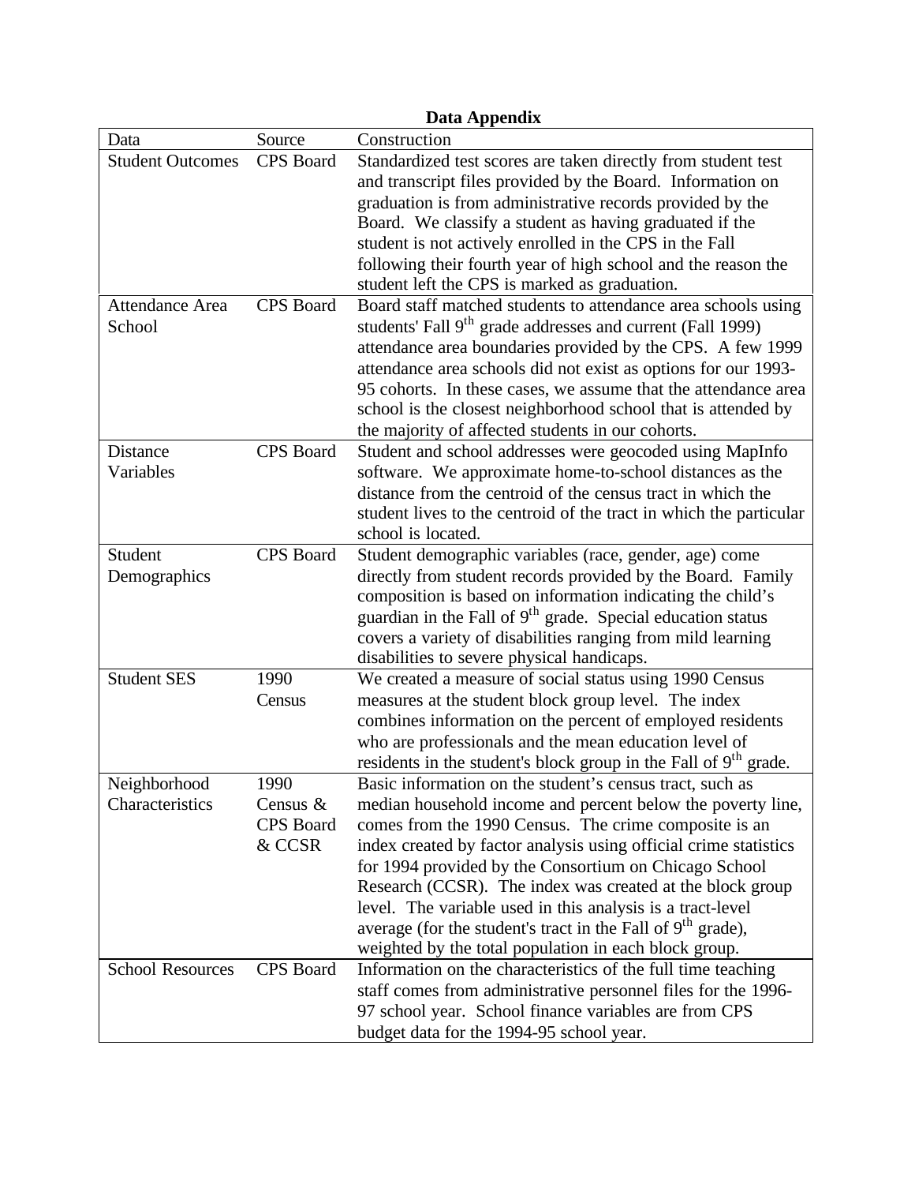**Data Appendix**

| Data | Source | Construction |
|---|---|---|
| Student Outcomes | CPS Board | Standardized test scores are taken directly from student test and transcript files provided by the Board. Information on graduation is from administrative records provided by the Board. We classify a student as having graduated if the student is not actively enrolled in the CPS in the Fall following their fourth year of high school and the reason the student left the CPS is marked as graduation. |
| Attendance Area School | CPS Board | Board staff matched students to attendance area schools using students' Fall 9th grade addresses and current (Fall 1999) attendance area boundaries provided by the CPS. A few 1999 attendance area schools did not exist as options for our 1993-95 cohorts. In these cases, we assume that the attendance area school is the closest neighborhood school that is attended by the majority of affected students in our cohorts. |
| Distance Variables | CPS Board | Student and school addresses were geocoded using MapInfo software. We approximate home-to-school distances as the distance from the centroid of the census tract in which the student lives to the centroid of the tract in which the particular school is located. |
| Student Demographics | CPS Board | Student demographic variables (race, gender, age) come directly from student records provided by the Board. Family composition is based on information indicating the child's guardian in the Fall of 9th grade. Special education status covers a variety of disabilities ranging from mild learning disabilities to severe physical handicaps. |
| Student SES | 1990 Census | We created a measure of social status using 1990 Census measures at the student block group level. The index combines information on the percent of employed residents who are professionals and the mean education level of residents in the student's block group in the Fall of 9th grade. |
| Neighborhood Characteristics | 1990 Census & CPS Board & CCSR | Basic information on the student's census tract, such as median household income and percent below the poverty line, comes from the 1990 Census. The crime composite is an index created by factor analysis using official crime statistics for 1994 provided by the Consortium on Chicago School Research (CCSR). The index was created at the block group level. The variable used in this analysis is a tract-level average (for the student's tract in the Fall of 9th grade), weighted by the total population in each block group. |
| School Resources | CPS Board | Information on the characteristics of the full time teaching staff comes from administrative personnel files for the 1996-97 school year. School finance variables are from CPS budget data for the 1994-95 school year. |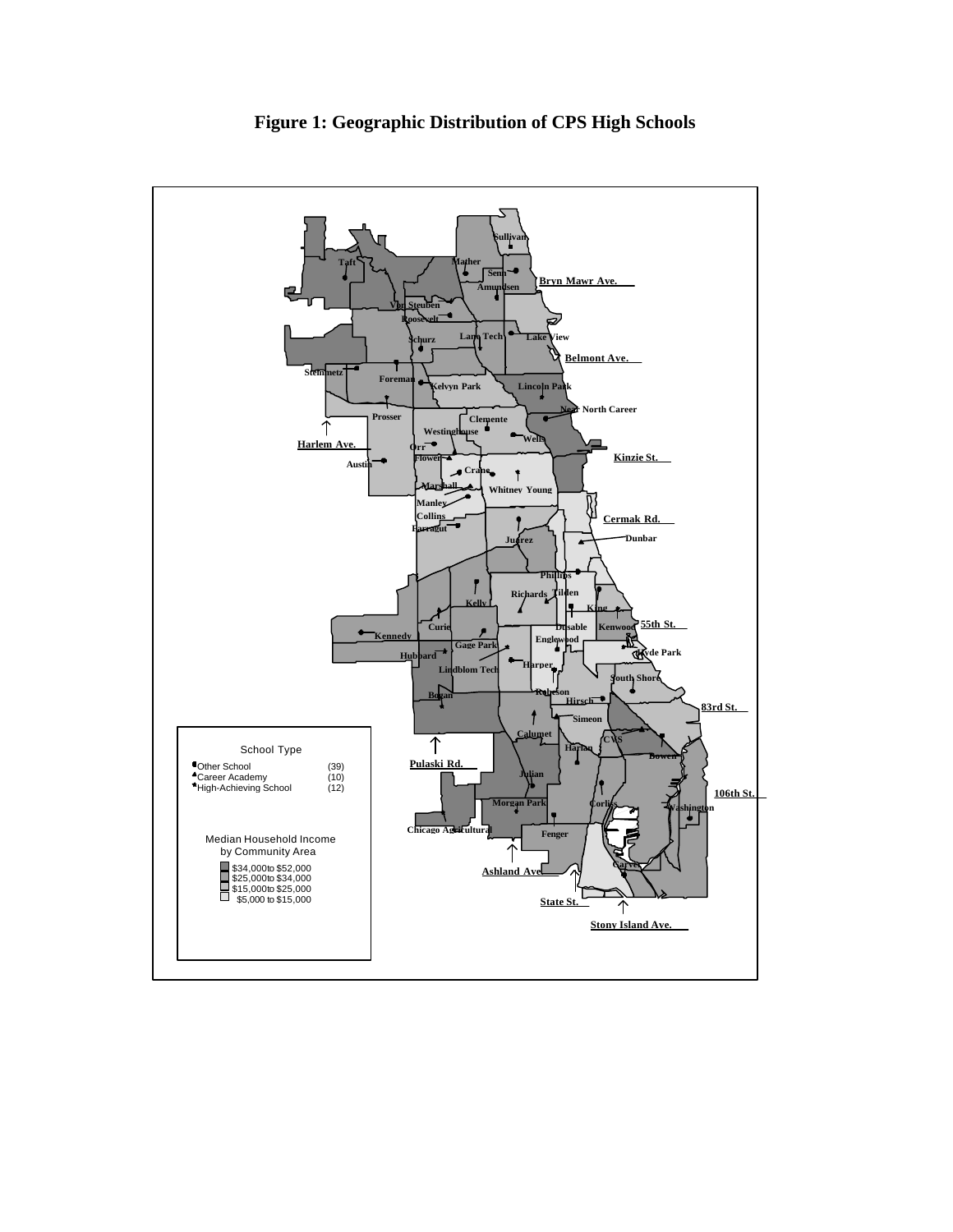**Figure 1: Geographic Distribution of CPS High Schools**

School Type

- Other School (39)
- Career Academy (10)
- High-Achieving School (12)

Median Household Income by Community Area

- $34,000 to $52,000
- $25,000 to $34,000
- $15,000 to $25,000
- $5,000 to $15,000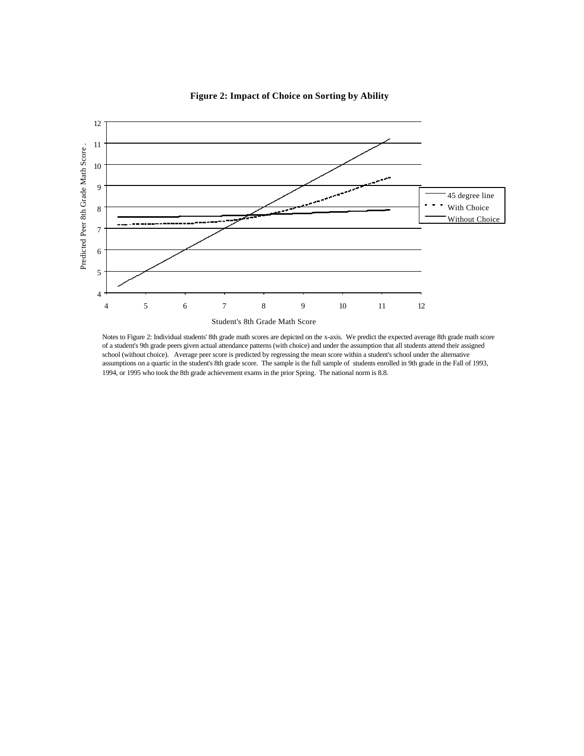**Figure 2: Impact of Choice on Sorting by Ability**

Notes to Figure 2: Individual students' 8th grade math scores are depicted on the x-axis. We predict the expected average 8th grade math score of a student's 9th grade peers given actual attendance patterns (with choice) and under the assumption that all students attend their assigned school (without choice). Average peer score is predicted by regressing the mean score within a student's school under the alternative assumptions on a quartic in the student's 8th grade score. The sample is the full sample of students enrolled in 9th grade in the Fall of 1993, 1994, or 1995 who took the 8th grade achievement exams in the prior Spring. The national norm is 8.8.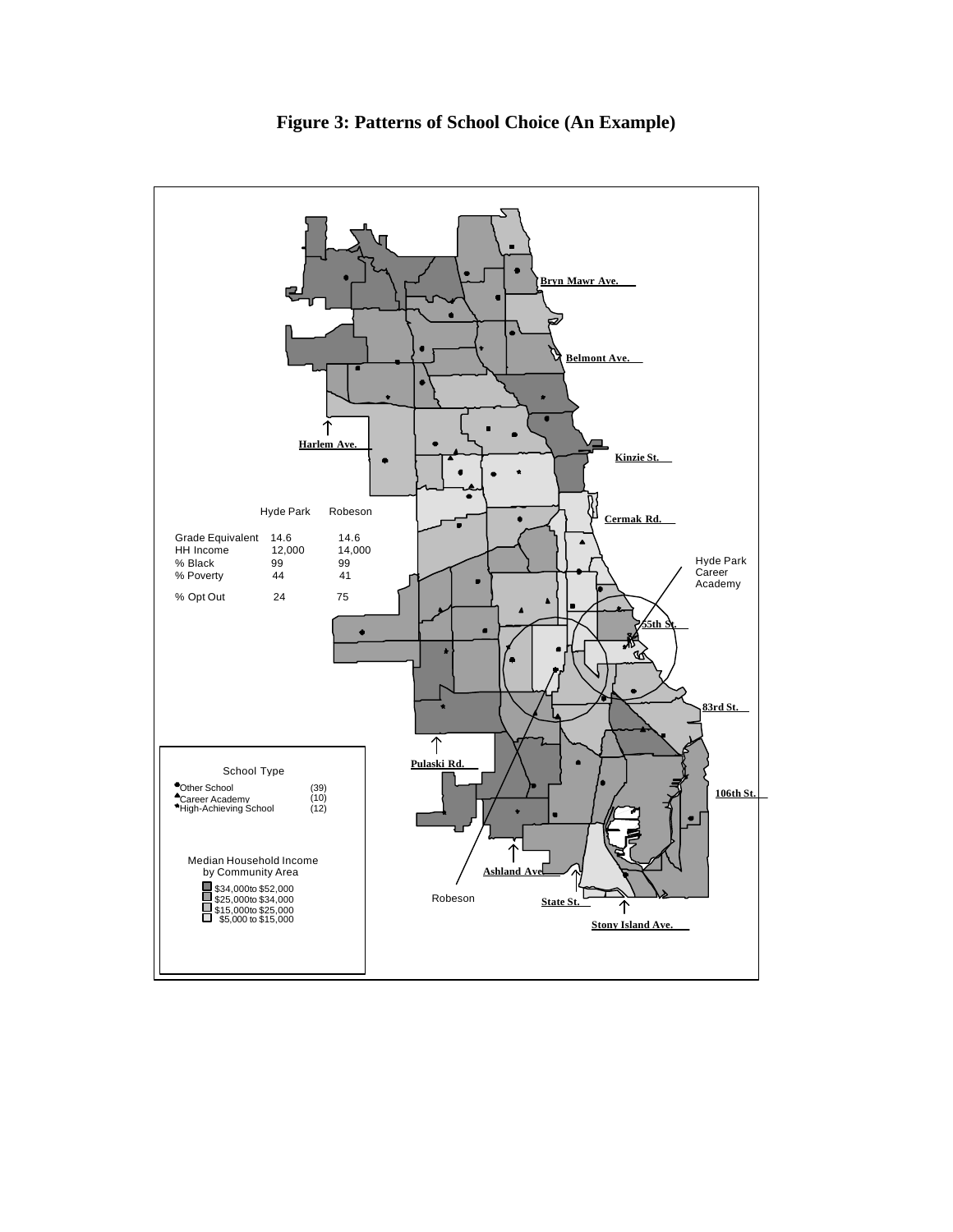# Figure 3: Patterns of School Choice (An Example)

| | Hyde Park | Robeson |
|---|---|---|
| Grade Equivalent | 14.6 | 14.6 |
| HH Income | 12,000 | 14,000 |
| % Black | 99 | 99 |
| % Poverty | 44 | 41 |
| % Opt Out | 24 | 75 |

Bryn Mawr Ave.

Belmont Ave.

Harlem Ave.

Kinzie St.

Cermak Rd.

Hyde Park Career Academy

55th St.

83rd St.

Pulaski Rd.

106th St.

Ashland Ave.

Robeson

State St.

Stony Island Ave.

School Type

| | |
|---|---|
| Other School | (39) |
| Career Academy | (10) |
| High-Achieving School | (12) |

Median Household Income by Community Area

- $34,000 to $52,000
- $25,000 to $34,000
- $15,000 to $25,000
- $5,000 to $15,000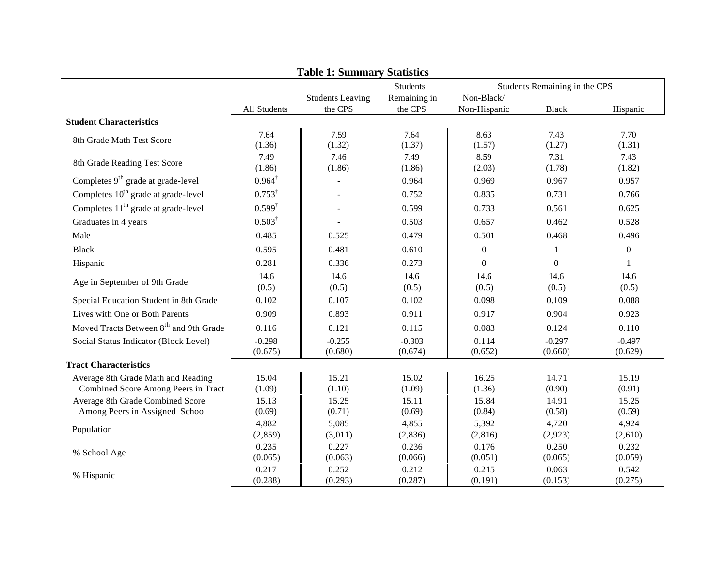**Table 1: Summary Statistics**

| | All Students | Students Leaving the CPS | Students Remaining in the CPS | Students Remaining in the CPS: Non-Black/ Non-Hispanic | Black | Hispanic |
|---|---|---|---|---|---|---|
| **Student Characteristics** | | | | | | |
| 8th Grade Math Test Score | 7.64 | 7.59 | 7.64 | 8.63 | 7.43 | 7.70 |
| | (1.36) | (1.32) | (1.37) | (1.57) | (1.27) | (1.31) |
| 8th Grade Reading Test Score | 7.49 | 7.46 | 7.49 | 8.59 | 7.31 | 7.43 |
| | (1.86) | (1.86) | (1.86) | (2.03) | (1.78) | (1.82) |
| Completes 9th grade at grade-level | 0.964† | - | 0.964 | 0.969 | 0.967 | 0.957 |
| Completes 10th grade at grade-level | 0.753† | - | 0.752 | 0.835 | 0.731 | 0.766 |
| Completes 11th grade at grade-level | 0.599† | - | 0.599 | 0.733 | 0.561 | 0.625 |
| Graduates in 4 years | 0.503† | - | 0.503 | 0.657 | 0.462 | 0.528 |
| Male | 0.485 | 0.525 | 0.479 | 0.501 | 0.468 | 0.496 |
| Black | 0.595 | 0.481 | 0.610 | 0 | 1 | 0 |
| Hispanic | 0.281 | 0.336 | 0.273 | 0 | 0 | 1 |
| Age in September of 9th Grade | 14.6 | 14.6 | 14.6 | 14.6 | 14.6 | 14.6 |
| | (0.5) | (0.5) | (0.5) | (0.5) | (0.5) | (0.5) |
| Special Education Student in 8th Grade | 0.102 | 0.107 | 0.102 | 0.098 | 0.109 | 0.088 |
| Lives with One or Both Parents | 0.909 | 0.893 | 0.911 | 0.917 | 0.904 | 0.923 |
| Moved Tracts Between 8th and 9th Grade | 0.116 | 0.121 | 0.115 | 0.083 | 0.124 | 0.110 |
| Social Status Indicator (Block Level) | -0.298 | -0.255 | -0.303 | 0.114 | -0.297 | -0.497 |
| | (0.675) | (0.680) | (0.674) | (0.652) | (0.660) | (0.629) |
| **Tract Characteristics** | | | | | | |
| Average 8th Grade Math and Reading Combined Score Among Peers in Tract | 15.04 | 15.21 | 15.02 | 16.25 | 14.71 | 15.19 |
| | (1.09) | (1.10) | (1.09) | (1.36) | (0.90) | (0.91) |
| Average 8th Grade Combined Score Among Peers in Assigned School | 15.13 | 15.25 | 15.11 | 15.84 | 14.91 | 15.25 |
| | (0.69) | (0.71) | (0.69) | (0.84) | (0.58) | (0.59) |
| Population | 4,882 | 5,085 | 4,855 | 5,392 | 4,720 | 4,924 |
| | (2,859) | (3,011) | (2,836) | (2,816) | (2,923) | (2,610) |
| % School Age | 0.235 | 0.227 | 0.236 | 0.176 | 0.250 | 0.232 |
| | (0.065) | (0.063) | (0.066) | (0.051) | (0.065) | (0.059) |
| % Hispanic | 0.217 | 0.252 | 0.212 | 0.215 | 0.063 | 0.542 |
| | (0.288) | (0.293) | (0.287) | (0.191) | (0.153) | (0.275) |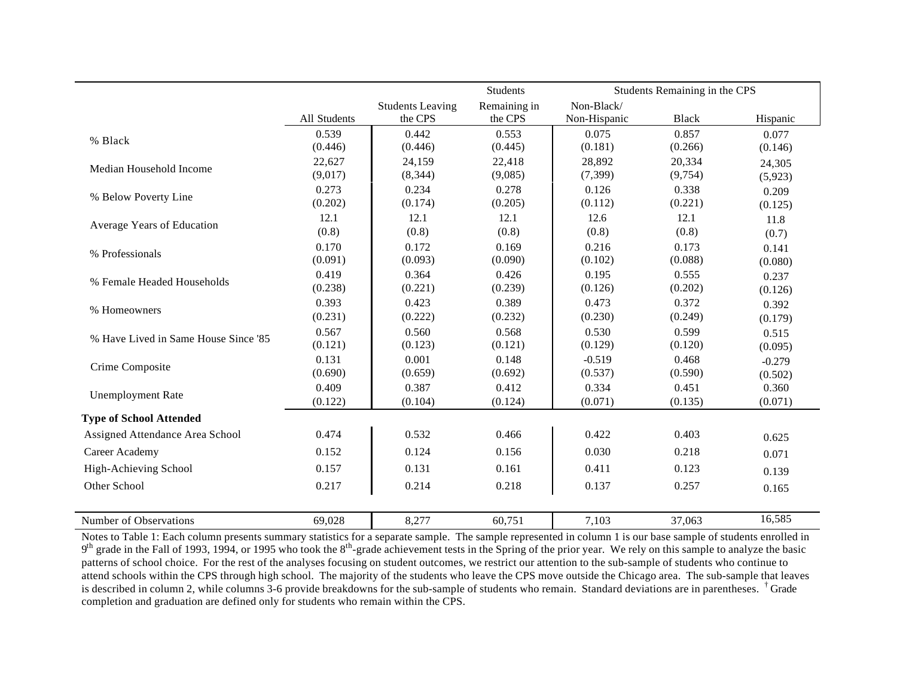| | All Students | Students Leaving the CPS | Students Remaining in the CPS | Students Remaining in the CPS | | |
|---|---|---|---|---|---|---|
| | | | | Non-Black/ Non-Hispanic | Black | Hispanic |
| % Black | 0.539<br>(0.446) | 0.442<br>(0.446) | 0.553<br>(0.445) | 0.075<br>(0.181) | 0.857<br>(0.266) | 0.077<br>(0.146) |
| Median Household Income | 22,627<br>(9,017) | 24,159<br>(8,344) | 22,418<br>(9,085) | 28,892<br>(7,399) | 20,334<br>(9,754) | 24,305<br>(5,923) |
| % Below Poverty Line | 0.273<br>(0.202) | 0.234<br>(0.174) | 0.278<br>(0.205) | 0.126<br>(0.112) | 0.338<br>(0.221) | 0.209<br>(0.125) |
| Average Years of Education | 12.1<br>(0.8) | 12.1<br>(0.8) | 12.1<br>(0.8) | 12.6<br>(0.8) | 12.1<br>(0.8) | 11.8<br>(0.7) |
| % Professionals | 0.170<br>(0.091) | 0.172<br>(0.093) | 0.169<br>(0.090) | 0.216<br>(0.102) | 0.173<br>(0.088) | 0.141<br>(0.080) |
| % Female Headed Households | 0.419<br>(0.238) | 0.364<br>(0.221) | 0.426<br>(0.239) | 0.195<br>(0.126) | 0.555<br>(0.202) | 0.237<br>(0.126) |
| % Homeowners | 0.393<br>(0.231) | 0.423<br>(0.222) | 0.389<br>(0.232) | 0.473<br>(0.230) | 0.372<br>(0.249) | 0.392<br>(0.179) |
| % Have Lived in Same House Since '85 | 0.567<br>(0.121) | 0.560<br>(0.123) | 0.568<br>(0.121) | 0.530<br>(0.129) | 0.599<br>(0.120) | 0.515<br>(0.095) |
| Crime Composite | 0.131<br>(0.690) | 0.001<br>(0.659) | 0.148<br>(0.692) | -0.519<br>(0.537) | 0.468<br>(0.590) | -0.279<br>(0.502) |
| Unemployment Rate | 0.409<br>(0.122) | 0.387<br>(0.104) | 0.412<br>(0.124) | 0.334<br>(0.071) | 0.451<br>(0.135) | 0.360<br>(0.071) |
| **Type of School Attended** | | | | | | |
| Assigned Attendance Area School | 0.474 | 0.532 | 0.466 | 0.422 | 0.403 | 0.625 |
| Career Academy | 0.152 | 0.124 | 0.156 | 0.030 | 0.218 | 0.071 |
| High-Achieving School | 0.157 | 0.131 | 0.161 | 0.411 | 0.123 | 0.139 |
| Other School | 0.217 | 0.214 | 0.218 | 0.137 | 0.257 | 0.165 |
| Number of Observations | 69,028 | 8,277 | 60,751 | 7,103 | 37,063 | 16,585 |

Notes to Table 1: Each column presents summary statistics for a separate sample. The sample represented in column 1 is our base sample of students enrolled in 9th grade in the Fall of 1993, 1994, or 1995 who took the 8th-grade achievement tests in the Spring of the prior year. We rely on this sample to analyze the basic patterns of school choice. For the rest of the analyses focusing on student outcomes, we restrict our attention to the sub-sample of students who continue to attend schools within the CPS through high school. The majority of the students who leave the CPS move outside the Chicago area. The sub-sample that leaves is described in column 2, while columns 3-6 provide breakdowns for the sub-sample of students who remain. Standard deviations are in parentheses. † Grade completion and graduation are defined only for students who remain within the CPS.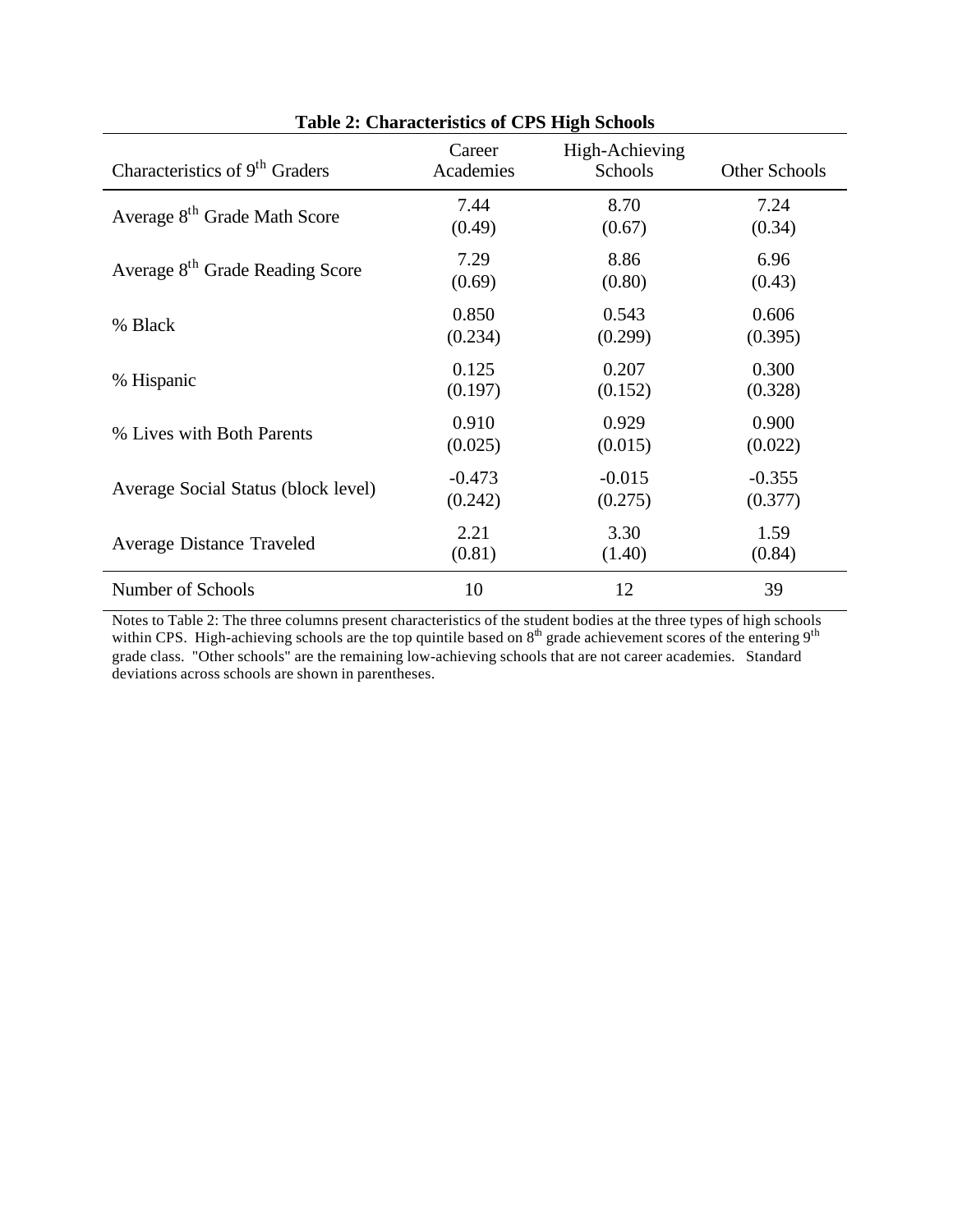**Table 2: Characteristics of CPS High Schools**

| Characteristics of 9th Graders | Career Academies | High-Achieving Schools | Other Schools |
|---|---|---|---|
| Average 8th Grade Math Score | 7.44 | 8.70 | 7.24 |
| | (0.49) | (0.67) | (0.34) |
| Average 8th Grade Reading Score | 7.29 | 8.86 | 6.96 |
| | (0.69) | (0.80) | (0.43) |
| % Black | 0.850 | 0.543 | 0.606 |
| | (0.234) | (0.299) | (0.395) |
| % Hispanic | 0.125 | 0.207 | 0.300 |
| | (0.197) | (0.152) | (0.328) |
| % Lives with Both Parents | 0.910 | 0.929 | 0.900 |
| | (0.025) | (0.015) | (0.022) |
| Average Social Status (block level) | -0.473 | -0.015 | -0.355 |
| | (0.242) | (0.275) | (0.377) |
| Average Distance Traveled | 2.21 | 3.30 | 1.59 |
| | (0.81) | (1.40) | (0.84) |
| Number of Schools | 10 | 12 | 39 |

Notes to Table 2: The three columns present characteristics of the student bodies at the three types of high schools within CPS. High-achieving schools are the top quintile based on 8th grade achievement scores of the entering 9th grade class. "Other schools" are the remaining low-achieving schools that are not career academies. Standard deviations across schools are shown in parentheses.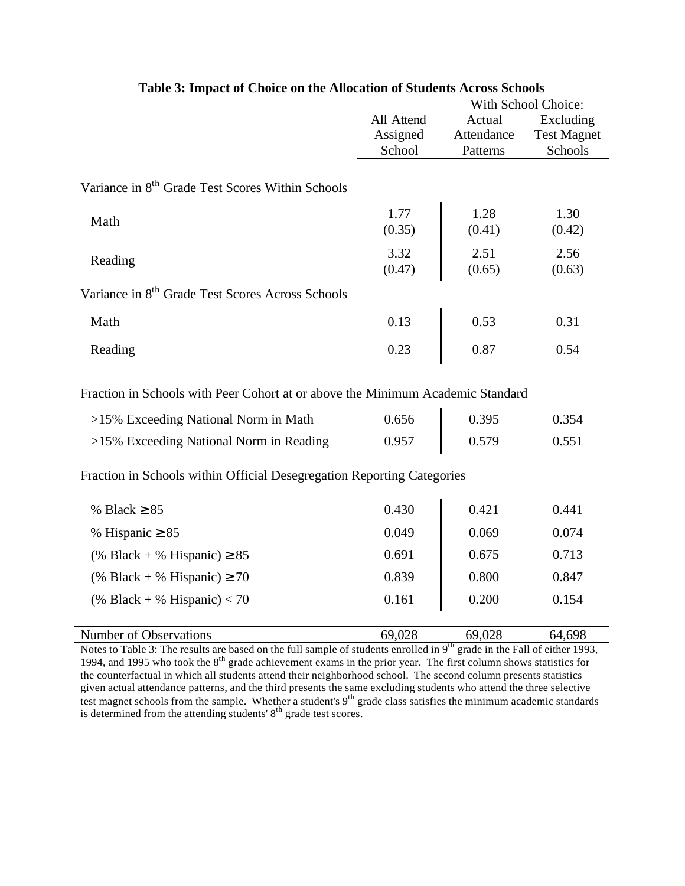**Table 3: Impact of Choice on the Allocation of Students Across Schools**

| | All Attend Assigned School | With School Choice: Actual Attendance Patterns | With School Choice: Excluding Test Magnet Schools |
|---|---|---|---|
| **Variance in 8th Grade Test Scores Within Schools** | | | |
| Math | 1.77 | 1.28 | 1.30 |
| | (0.35) | (0.41) | (0.42) |
| Reading | 3.32 | 2.51 | 2.56 |
| | (0.47) | (0.65) | (0.63) |
| **Variance in 8th Grade Test Scores Across Schools** | | | |
| Math | 0.13 | 0.53 | 0.31 |
| Reading | 0.23 | 0.87 | 0.54 |
| **Fraction in Schools with Peer Cohort at or above the Minimum Academic Standard** | | | |
| >15% Exceeding National Norm in Math | 0.656 | 0.395 | 0.354 |
| >15% Exceeding National Norm in Reading | 0.957 | 0.579 | 0.551 |
| **Fraction in Schools within Official Desegregation Reporting Categories** | | | |
| % Black ≥ 85 | 0.430 | 0.421 | 0.441 |
| % Hispanic ≥ 85 | 0.049 | 0.069 | 0.074 |
| (% Black + % Hispanic) ≥ 85 | 0.691 | 0.675 | 0.713 |
| (% Black + % Hispanic) ≥ 70 | 0.839 | 0.800 | 0.847 |
| (% Black + % Hispanic) < 70 | 0.161 | 0.200 | 0.154 |
| Number of Observations | 69,028 | 69,028 | 64,698 |

Notes to Table 3: The results are based on the full sample of students enrolled in 9th grade in the Fall of either 1993, 1994, and 1995 who took the 8th grade achievement exams in the prior year. The first column shows statistics for the counterfactual in which all students attend their neighborhood school. The second column presents statistics given actual attendance patterns, and the third presents the same excluding students who attend the three selective test magnet schools from the sample. Whether a student's 9th grade class satisfies the minimum academic standards is determined from the attending students' 8th grade test scores.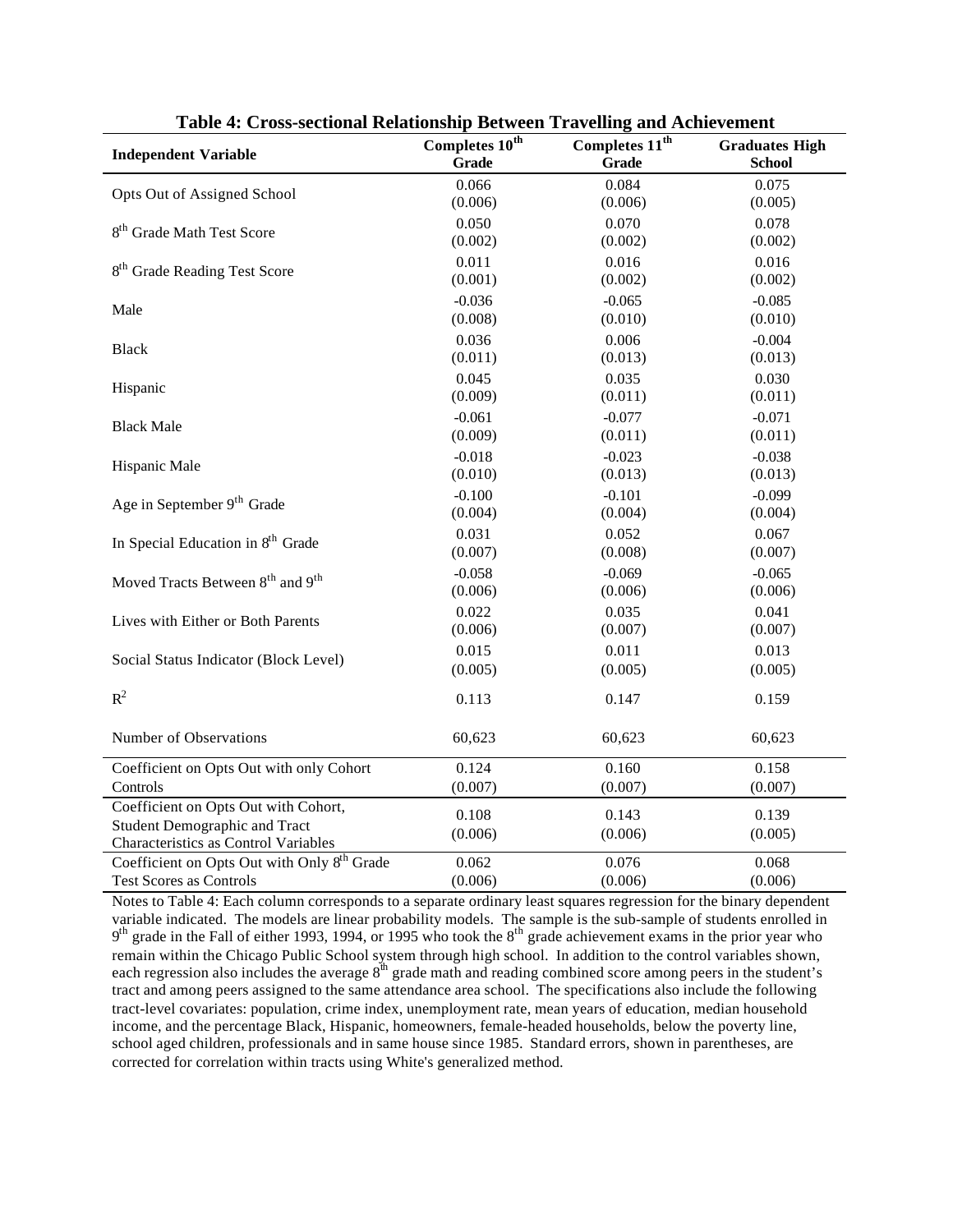**Table 4: Cross-sectional Relationship Between Travelling and Achievement**

| Independent Variable | Completes 10th Grade | Completes 11th Grade | Graduates High School |
|---|---|---|---|
| Opts Out of Assigned School | 0.066<br>(0.006) | 0.084<br>(0.006) | 0.075<br>(0.005) |
| 8th Grade Math Test Score | 0.050<br>(0.002) | 0.070<br>(0.002) | 0.078<br>(0.002) |
| 8th Grade Reading Test Score | 0.011<br>(0.001) | 0.016<br>(0.002) | 0.016<br>(0.002) |
| Male | -0.036<br>(0.008) | -0.065<br>(0.010) | -0.085<br>(0.010) |
| Black | 0.036<br>(0.011) | 0.006<br>(0.013) | -0.004<br>(0.013) |
| Hispanic | 0.045<br>(0.009) | 0.035<br>(0.011) | 0.030<br>(0.011) |
| Black Male | -0.061<br>(0.009) | -0.077<br>(0.011) | -0.071<br>(0.011) |
| Hispanic Male | -0.018<br>(0.010) | -0.023<br>(0.013) | -0.038<br>(0.013) |
| Age in September 9th Grade | -0.100<br>(0.004) | -0.101<br>(0.004) | -0.099<br>(0.004) |
| In Special Education in 8th Grade | 0.031<br>(0.007) | 0.052<br>(0.008) | 0.067<br>(0.007) |
| Moved Tracts Between 8th and 9th | -0.058<br>(0.006) | -0.069<br>(0.006) | -0.065<br>(0.006) |
| Lives with Either or Both Parents | 0.022<br>(0.006) | 0.035<br>(0.007) | 0.041<br>(0.007) |
| Social Status Indicator (Block Level) | 0.015<br>(0.005) | 0.011<br>(0.005) | 0.013<br>(0.005) |
| $R^2$ | 0.113 | 0.147 | 0.159 |
| Number of Observations | 60,623 | 60,623 | 60,623 |
| Coefficient on Opts Out with only Cohort Controls | 0.124<br>(0.007) | 0.160<br>(0.007) | 0.158<br>(0.007) |
| Coefficient on Opts Out with Cohort, Student Demographic and Tract Characteristics as Control Variables | 0.108<br>(0.006) | 0.143<br>(0.006) | 0.139<br>(0.005) |
| Coefficient on Opts Out with Only 8th Grade Test Scores as Controls | 0.062<br>(0.006) | 0.076<br>(0.006) | 0.068<br>(0.006) |

Notes to Table 4: Each column corresponds to a separate ordinary least squares regression for the binary dependent variable indicated. The models are linear probability models. The sample is the sub-sample of students enrolled in 9th grade in the Fall of either 1993, 1994, or 1995 who took the 8th grade achievement exams in the prior year who remain within the Chicago Public School system through high school. In addition to the control variables shown, each regression also includes the average 8th grade math and reading combined score among peers in the student's tract and among peers assigned to the same attendance area school. The specifications also include the following tract-level covariates: population, crime index, unemployment rate, mean years of education, median household income, and the percentage Black, Hispanic, homeowners, female-headed households, below the poverty line, school aged children, professionals and in same house since 1985. Standard errors, shown in parentheses, are corrected for correlation within tracts using White's generalized method.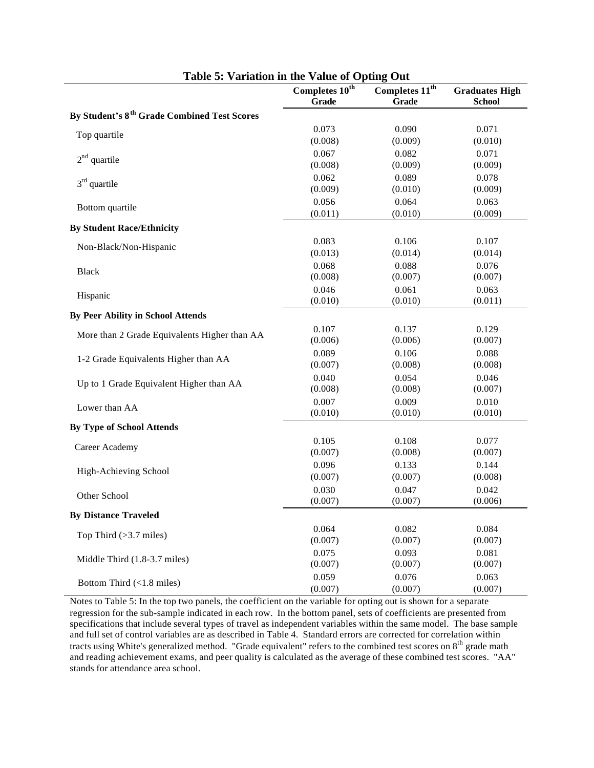**Table 5: Variation in the Value of Opting Out**

| | Completes 10th Grade | Completes 11th Grade | Graduates High School |
|---|---|---|---|
| **By Student's 8th Grade Combined Test Scores** | | | |
| Top quartile | 0.073 | 0.090 | 0.071 |
| | (0.008) | (0.009) | (0.010) |
| 2nd quartile | 0.067 | 0.082 | 0.071 |
| | (0.008) | (0.009) | (0.009) |
| 3rd quartile | 0.062 | 0.089 | 0.078 |
| | (0.009) | (0.010) | (0.009) |
| Bottom quartile | 0.056 | 0.064 | 0.063 |
| | (0.011) | (0.010) | (0.009) |
| **By Student Race/Ethnicity** | | | |
| Non-Black/Non-Hispanic | 0.083 | 0.106 | 0.107 |
| | (0.013) | (0.014) | (0.014) |
| Black | 0.068 | 0.088 | 0.076 |
| | (0.008) | (0.007) | (0.007) |
| Hispanic | 0.046 | 0.061 | 0.063 |
| | (0.010) | (0.010) | (0.011) |
| **By Peer Ability in School Attends** | | | |
| More than 2 Grade Equivalents Higher than AA | 0.107 | 0.137 | 0.129 |
| | (0.006) | (0.006) | (0.007) |
| 1-2 Grade Equivalents Higher than AA | 0.089 | 0.106 | 0.088 |
| | (0.007) | (0.008) | (0.008) |
| Up to 1 Grade Equivalent Higher than AA | 0.040 | 0.054 | 0.046 |
| | (0.008) | (0.008) | (0.007) |
| Lower than AA | 0.007 | 0.009 | 0.010 |
| | (0.010) | (0.010) | (0.010) |
| **By Type of School Attends** | | | |
| Career Academy | 0.105 | 0.108 | 0.077 |
| | (0.007) | (0.008) | (0.007) |
| High-Achieving School | 0.096 | 0.133 | 0.144 |
| | (0.007) | (0.007) | (0.008) |
| Other School | 0.030 | 0.047 | 0.042 |
| | (0.007) | (0.007) | (0.006) |
| **By Distance Traveled** | | | |
| Top Third (>3.7 miles) | 0.064 | 0.082 | 0.084 |
| | (0.007) | (0.007) | (0.007) |
| Middle Third (1.8-3.7 miles) | 0.075 | 0.093 | 0.081 |
| | (0.007) | (0.007) | (0.007) |
| Bottom Third (<1.8 miles) | 0.059 | 0.076 | 0.063 |
| | (0.007) | (0.007) | (0.007) |

Notes to Table 5: In the top two panels, the coefficient on the variable for opting out is shown for a separate regression for the sub-sample indicated in each row. In the bottom panel, sets of coefficients are presented from specifications that include several types of travel as independent variables within the same model. The base sample and full set of control variables are as described in Table 4. Standard errors are corrected for correlation within tracts using White's generalized method. "Grade equivalent" refers to the combined test scores on 8th grade math and reading achievement exams, and peer quality is calculated as the average of these combined test scores. "AA" stands for attendance area school.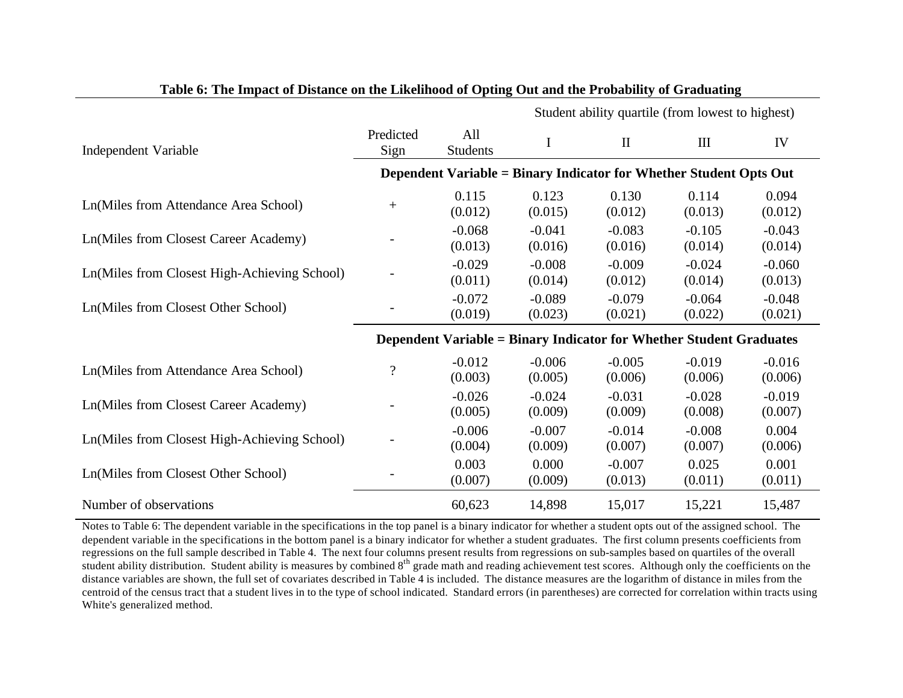**Table 6: The Impact of Distance on the Likelihood of Opting Out and the Probability of Graduating**

| Independent Variable | Predicted Sign | All Students | I | II | III | IV |
|---|---|---|---|---|---|---|
| | | | Student ability quartile (from lowest to highest) | | | |
| | **Dependent Variable = Binary Indicator for Whether Student Opts Out** | | | | | |
| Ln(Miles from Attendance Area School) | + | 0.115 | 0.123 | 0.130 | 0.114 | 0.094 |
| | | (0.012) | (0.015) | (0.012) | (0.013) | (0.012) |
| Ln(Miles from Closest Career Academy) | - | -0.068 | -0.041 | -0.083 | -0.105 | -0.043 |
| | | (0.013) | (0.016) | (0.016) | (0.014) | (0.014) |
| Ln(Miles from Closest High-Achieving School) | - | -0.029 | -0.008 | -0.009 | -0.024 | -0.060 |
| | | (0.011) | (0.014) | (0.012) | (0.014) | (0.013) |
| Ln(Miles from Closest Other School) | - | -0.072 | -0.089 | -0.079 | -0.064 | -0.048 |
| | | (0.019) | (0.023) | (0.021) | (0.022) | (0.021) |
| | **Dependent Variable = Binary Indicator for Whether Student Graduates** | | | | | |
| Ln(Miles from Attendance Area School) | ? | -0.012 | -0.006 | -0.005 | -0.019 | -0.016 |
| | | (0.003) | (0.005) | (0.006) | (0.006) | (0.006) |
| Ln(Miles from Closest Career Academy) | - | -0.026 | -0.024 | -0.031 | -0.028 | -0.019 |
| | | (0.005) | (0.009) | (0.009) | (0.008) | (0.007) |
| Ln(Miles from Closest High-Achieving School) | - | -0.006 | -0.007 | -0.014 | -0.008 | 0.004 |
| | | (0.004) | (0.009) | (0.007) | (0.007) | (0.006) |
| Ln(Miles from Closest Other School) | - | 0.003 | 0.000 | -0.007 | 0.025 | 0.001 |
| | | (0.007) | (0.009) | (0.013) | (0.011) | (0.011) |
| Number of observations | | 60,623 | 14,898 | 15,017 | 15,221 | 15,487 |

Notes to Table 6: The dependent variable in the specifications in the top panel is a binary indicator for whether a student opts out of the assigned school. The dependent variable in the specifications in the bottom panel is a binary indicator for whether a student graduates. The first column presents coefficients from regressions on the full sample described in Table 4. The next four columns present results from regressions on sub-samples based on quartiles of the overall student ability distribution. Student ability is measures by combined 8$^{th}$ grade math and reading achievement test scores. Although only the coefficients on the distance variables are shown, the full set of covariates described in Table 4 is included. The distance measures are the logarithm of distance in miles from the centroid of the census tract that a student lives in to the type of school indicated. Standard errors (in parentheses) are corrected for correlation within tracts using White's generalized method.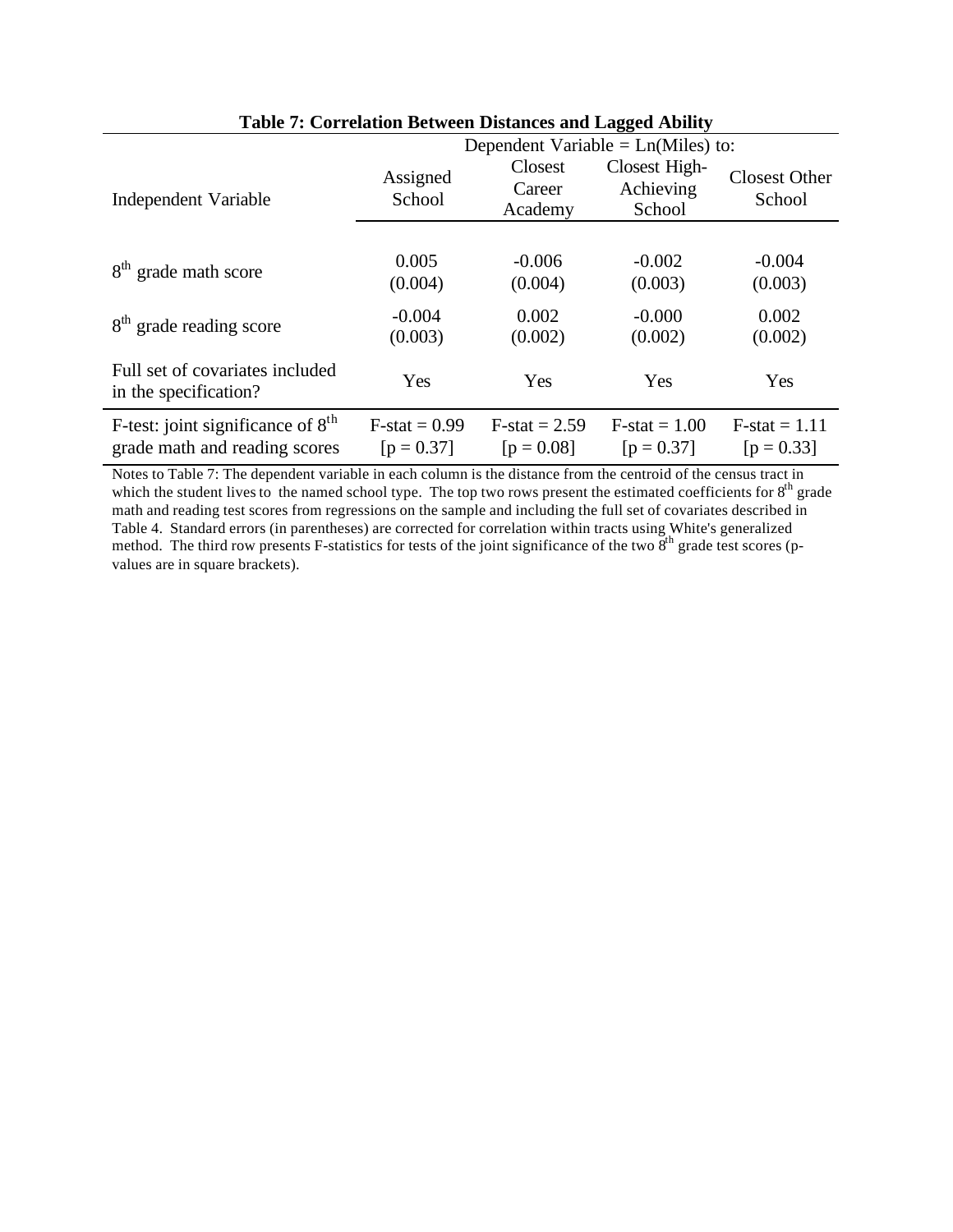**Table 7: Correlation Between Distances and Lagged Ability**

| Independent Variable | Dependent Variable = Ln(Miles) to: Assigned School | Closest Career Academy | Closest High-Achieving School | Closest Other School |
|---|---|---|---|---|
| 8th grade math score | 0.005<br>(0.004) | -0.006<br>(0.004) | -0.002<br>(0.003) | -0.004<br>(0.003) |
| 8th grade reading score | -0.004<br>(0.003) | 0.002<br>(0.002) | -0.000<br>(0.002) | 0.002<br>(0.002) |
| Full set of covariates included in the specification? | Yes | Yes | Yes | Yes |
| F-test: joint significance of 8th grade math and reading scores | F-stat = 0.99<br>[p = 0.37] | F-stat = 2.59<br>[p = 0.08] | F-stat = 1.00<br>[p = 0.37] | F-stat = 1.11<br>[p = 0.33] |

Notes to Table 7: The dependent variable in each column is the distance from the centroid of the census tract in which the student lives to the named school type. The top two rows present the estimated coefficients for 8th grade math and reading test scores from regressions on the sample and including the full set of covariates described in Table 4. Standard errors (in parentheses) are corrected for correlation within tracts using White's generalized method. The third row presents F-statistics for tests of the joint significance of the two 8th grade test scores (p-values are in square brackets).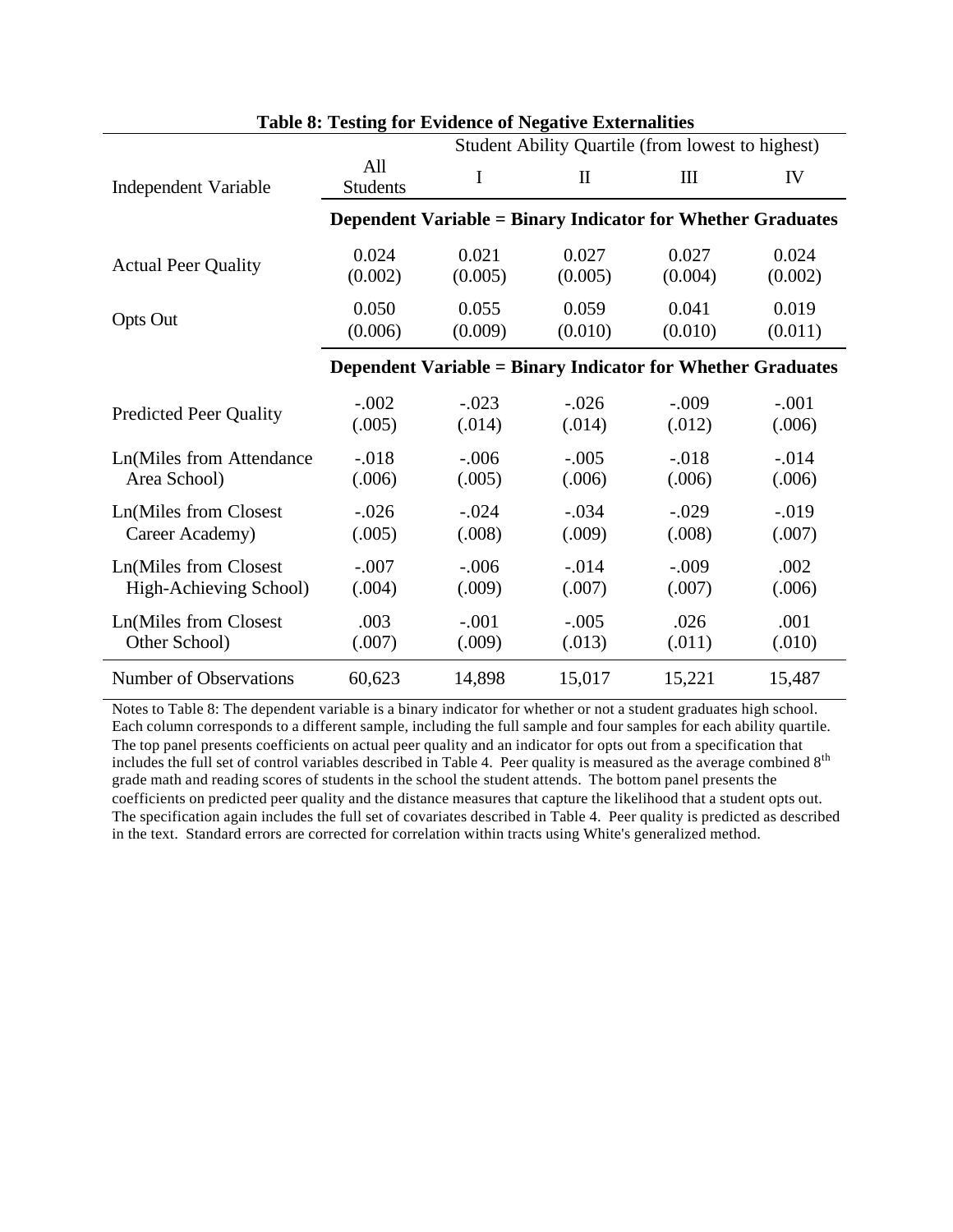**Table 8: Testing for Evidence of Negative Externalities**

| Independent Variable | All Students | Student Ability Quartile (from lowest to highest) I | II | III | IV |
|---|---|---|---|---|---|
| | **Dependent Variable = Binary Indicator for Whether Graduates** | | | | |
| Actual Peer Quality | 0.024 | 0.021 | 0.027 | 0.027 | 0.024 |
| | (0.002) | (0.005) | (0.005) | (0.004) | (0.002) |
| Opts Out | 0.050 | 0.055 | 0.059 | 0.041 | 0.019 |
| | (0.006) | (0.009) | (0.010) | (0.010) | (0.011) |
| | **Dependent Variable = Binary Indicator for Whether Graduates** | | | | |
| Predicted Peer Quality | -.002 | -.023 | -.026 | -.009 | -.001 |
| | (.005) | (.014) | (.014) | (.012) | (.006) |
| Ln(Miles from Attendance Area School) | -.018 | -.006 | -.005 | -.018 | -.014 |
| | (.006) | (.005) | (.006) | (.006) | (.006) |
| Ln(Miles from Closest Career Academy) | -.026 | -.024 | -.034 | -.029 | -.019 |
| | (.005) | (.008) | (.009) | (.008) | (.007) |
| Ln(Miles from Closest High-Achieving School) | -.007 | -.006 | -.014 | -.009 | .002 |
| | (.004) | (.009) | (.007) | (.007) | (.006) |
| Ln(Miles from Closest Other School) | .003 | -.001 | -.005 | .026 | .001 |
| | (.007) | (.009) | (.013) | (.011) | (.010) |
| Number of Observations | 60,623 | 14,898 | 15,017 | 15,221 | 15,487 |

Notes to Table 8: The dependent variable is a binary indicator for whether or not a student graduates high school. Each column corresponds to a different sample, including the full sample and four samples for each ability quartile. The top panel presents coefficients on actual peer quality and an indicator for opts out from a specification that includes the full set of control variables described in Table 4. Peer quality is measured as the average combined 8th grade math and reading scores of students in the school the student attends. The bottom panel presents the coefficients on predicted peer quality and the distance measures that capture the likelihood that a student opts out. The specification again includes the full set of covariates described in Table 4. Peer quality is predicted as described in the text. Standard errors are corrected for correlation within tracts using White's generalized method.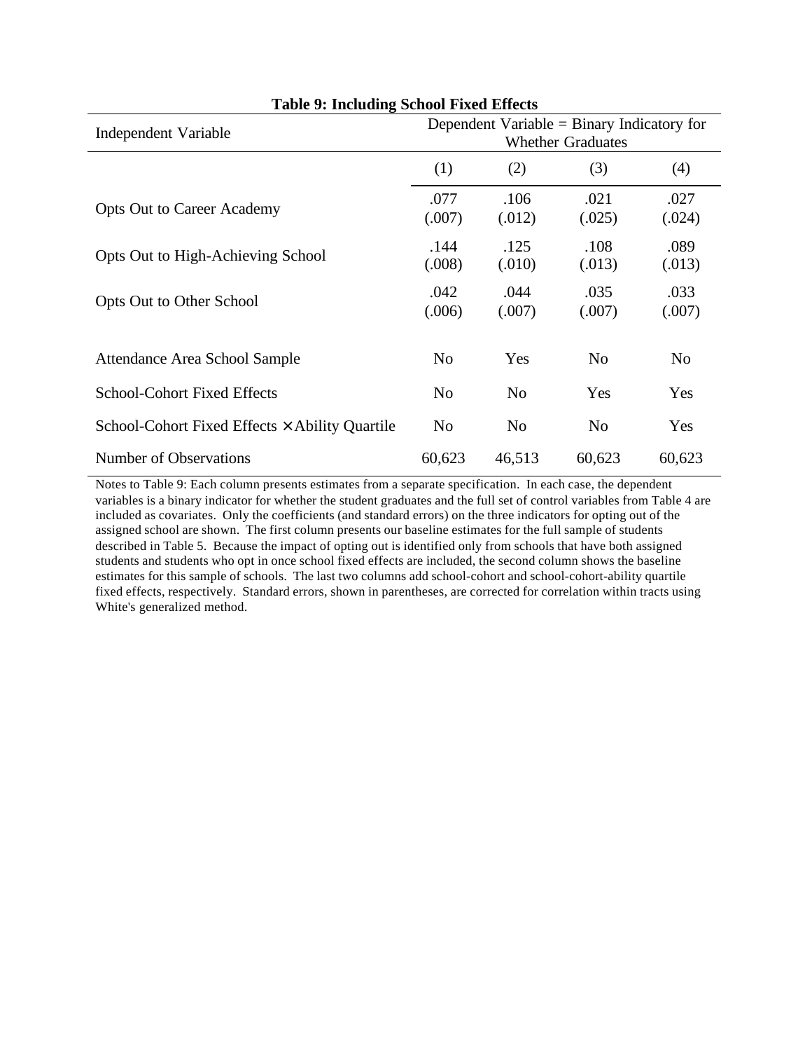**Table 9: Including School Fixed Effects**

| Independent Variable | Dependent Variable = Binary Indicator for Whether Graduates | | | |
|---|---|---|---|---|
| | (1) | (2) | (3) | (4) |
| Opts Out to Career Academy | .077<br>(.007) | .106<br>(.012) | .021<br>(.025) | .027<br>(.024) |
| Opts Out to High-Achieving School | .144<br>(.008) | .125<br>(.010) | .108<br>(.013) | .089<br>(.013) |
| Opts Out to Other School | .042<br>(.006) | .044<br>(.007) | .035<br>(.007) | .033<br>(.007) |
| Attendance Area School Sample | No | Yes | No | No |
| School-Cohort Fixed Effects | No | No | Yes | Yes |
| School-Cohort Fixed Effects × Ability Quartile | No | No | No | Yes |
| Number of Observations | 60,623 | 46,513 | 60,623 | 60,623 |

Notes to Table 9: Each column presents estimates from a separate specification. In each case, the dependent variables is a binary indicator for whether the student graduates and the full set of control variables from Table 4 are included as covariates. Only the coefficients (and standard errors) on the three indicators for opting out of the assigned school are shown. The first column presents our baseline estimates for the full sample of students described in Table 5. Because the impact of opting out is identified only from schools that have both assigned students and students who opt in once school fixed effects are included, the second column shows the baseline estimates for this sample of schools. The last two columns add school-cohort and school-cohort-ability quartile fixed effects, respectively. Standard errors, shown in parentheses, are corrected for correlation within tracts using White's generalized method.